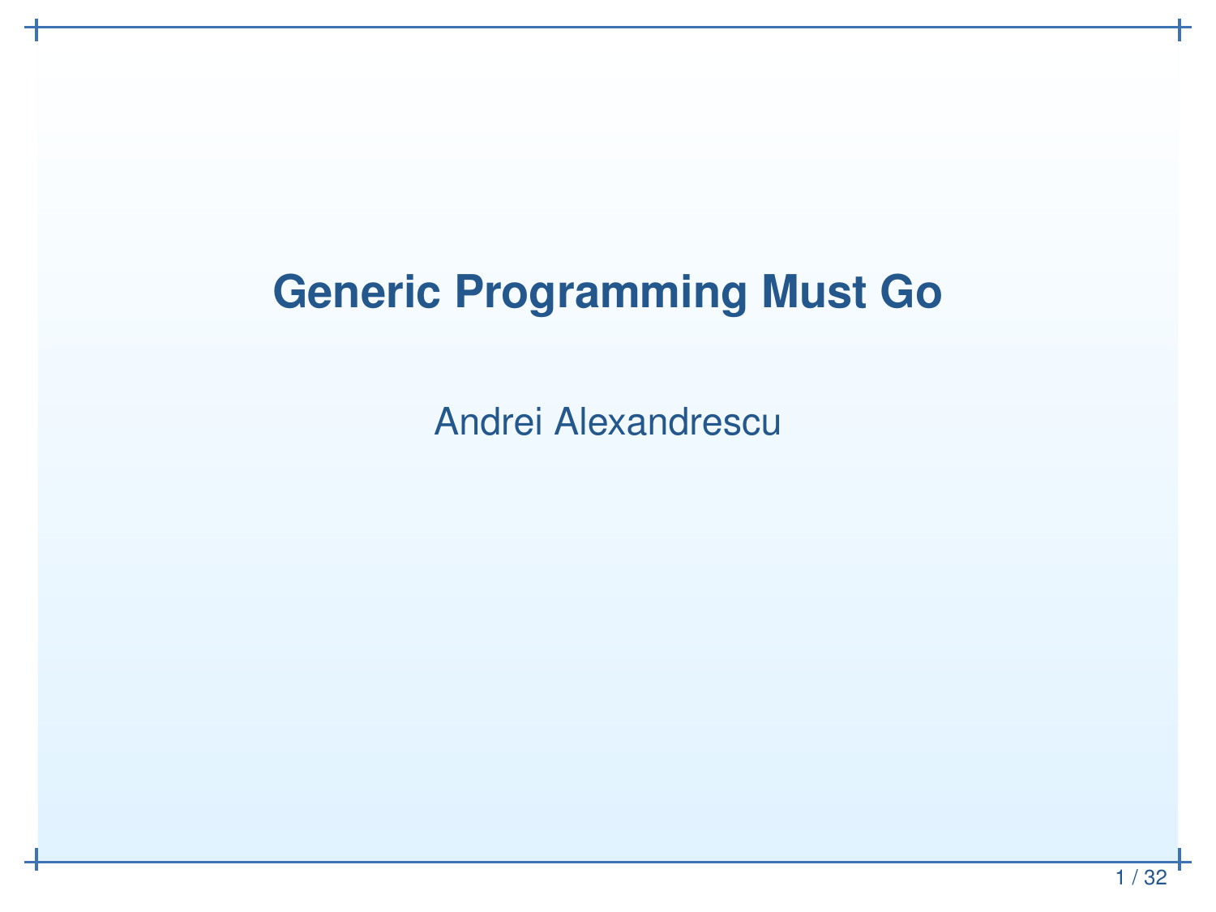# Generic Programming Must Go

Andrei Alexandrescu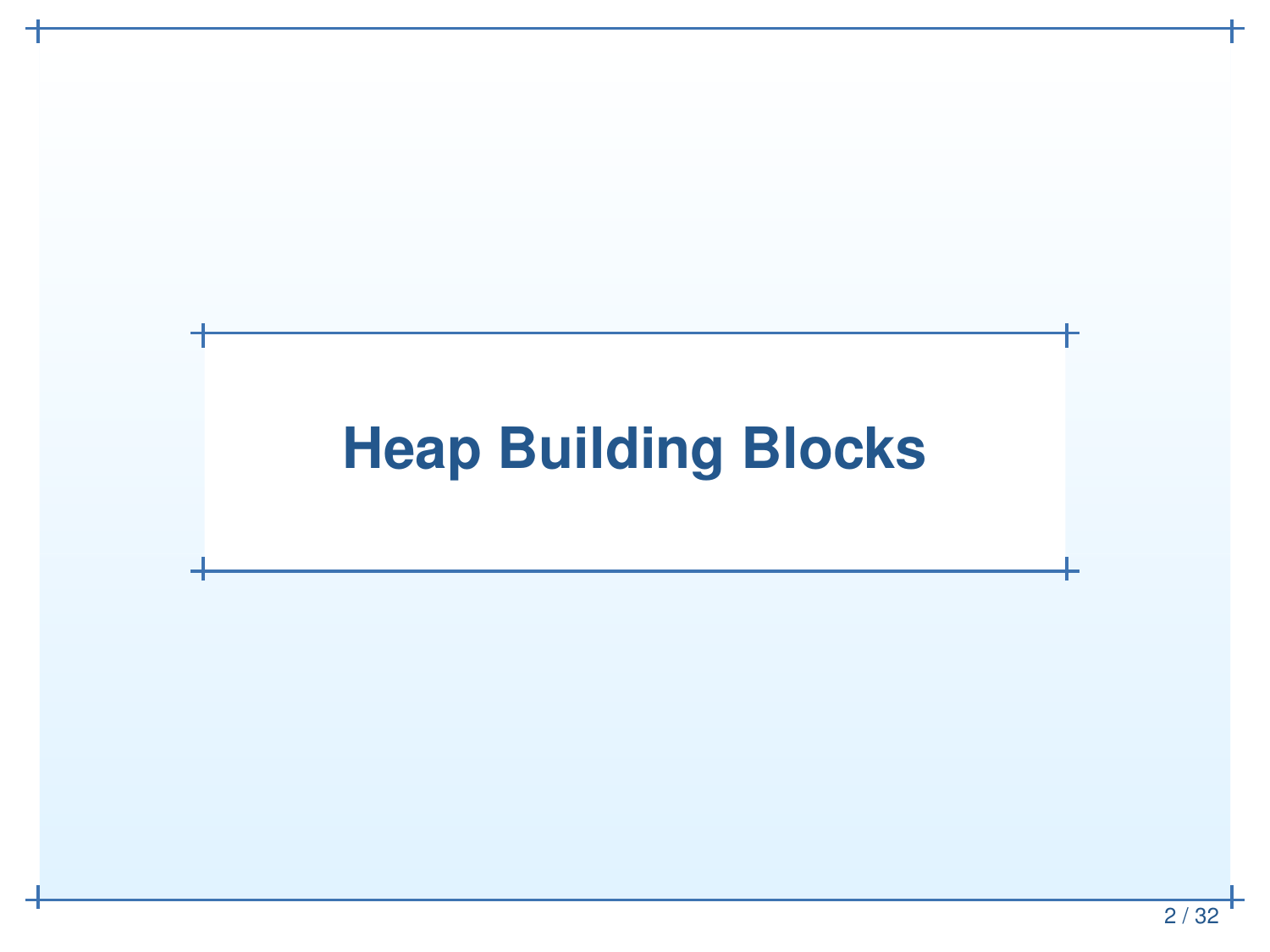# Heap Building Blocks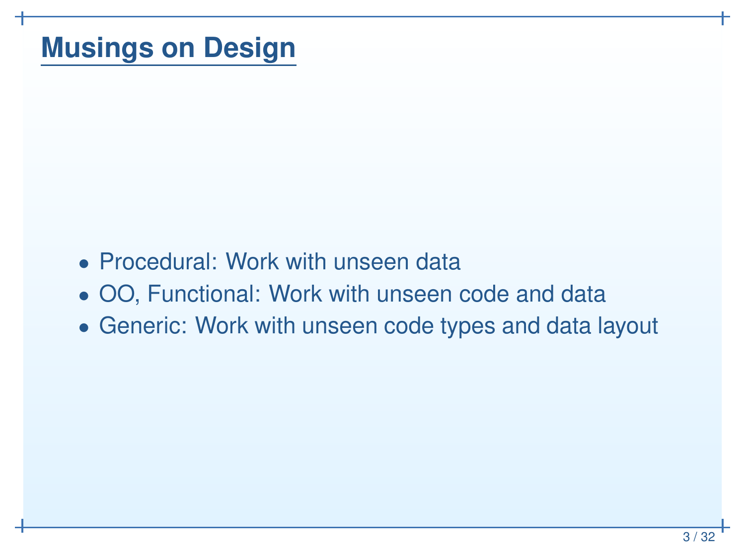# Musings on Design

- Procedural: Work with unseen data
- OO, Functional: Work with unseen code and data
- Generic: Work with unseen code types and data layout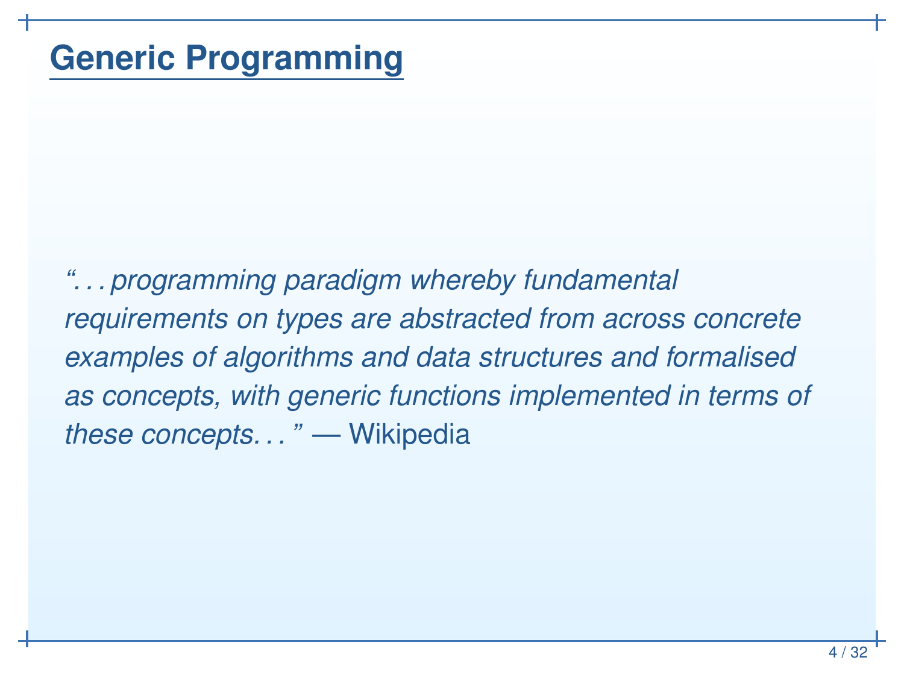# Generic Programming

*"...programming paradigm whereby fundamental requirements on types are abstracted from across concrete examples of algorithms and data structures and formalised as concepts, with generic functions implemented in terms of these concepts..."* — Wikipedia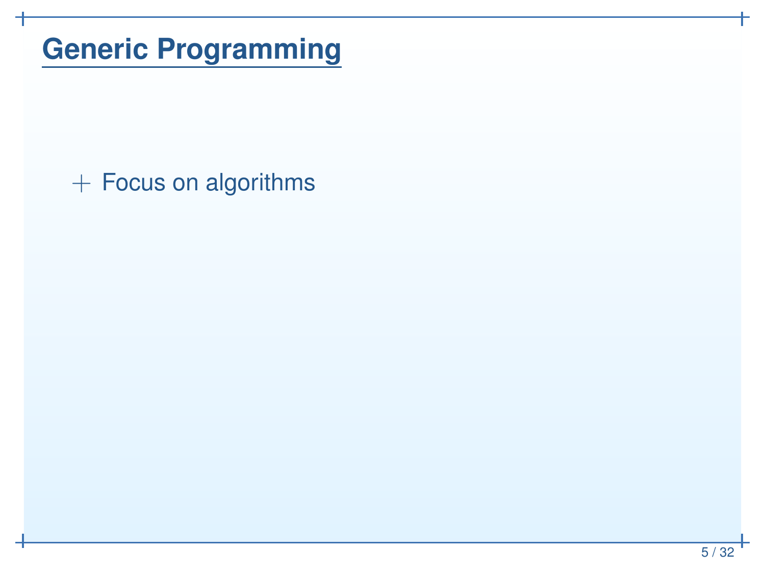# Generic Programming

+ Focus on algorithms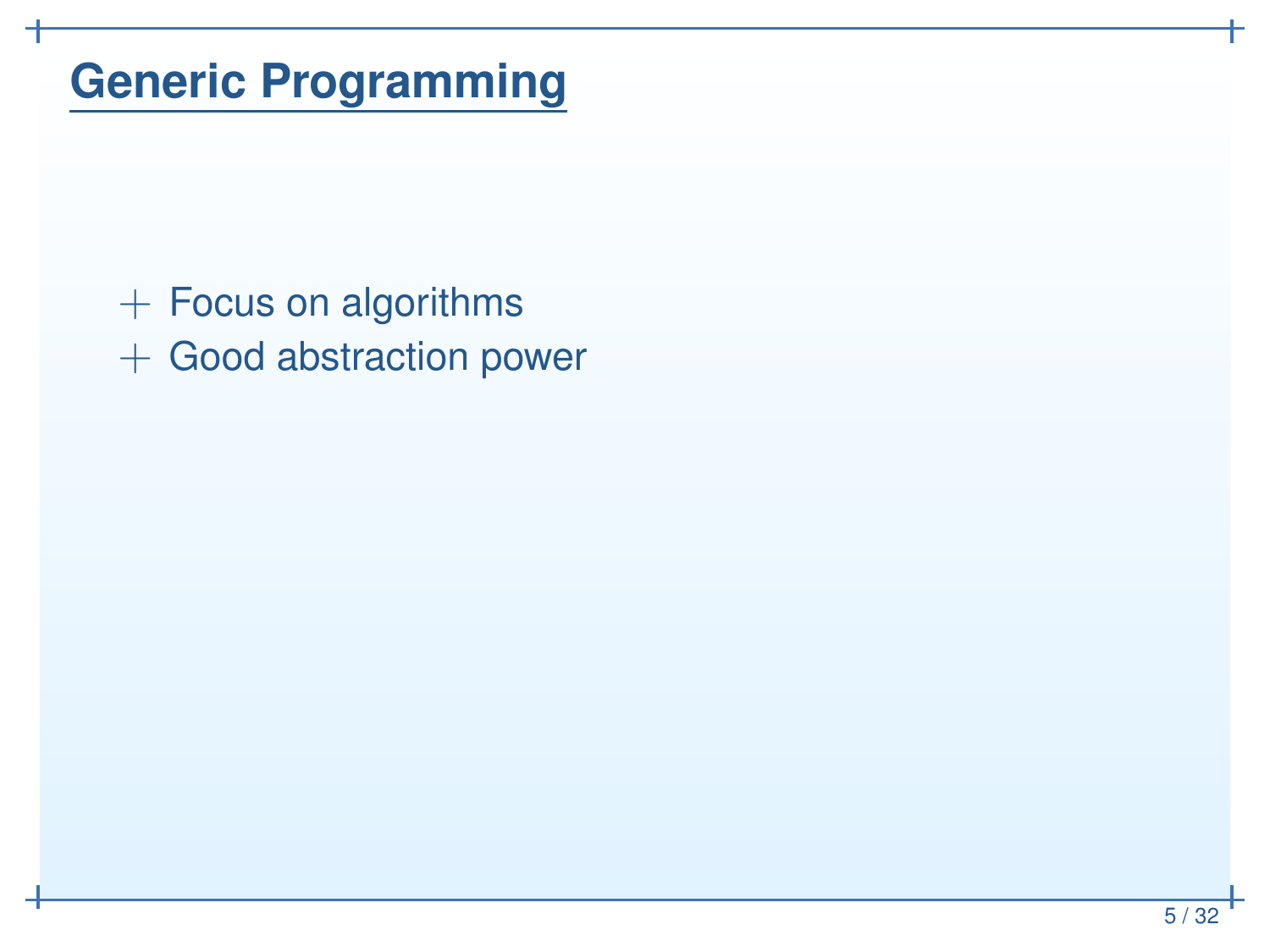# Generic Programming

- + Focus on algorithms
- + Good abstraction power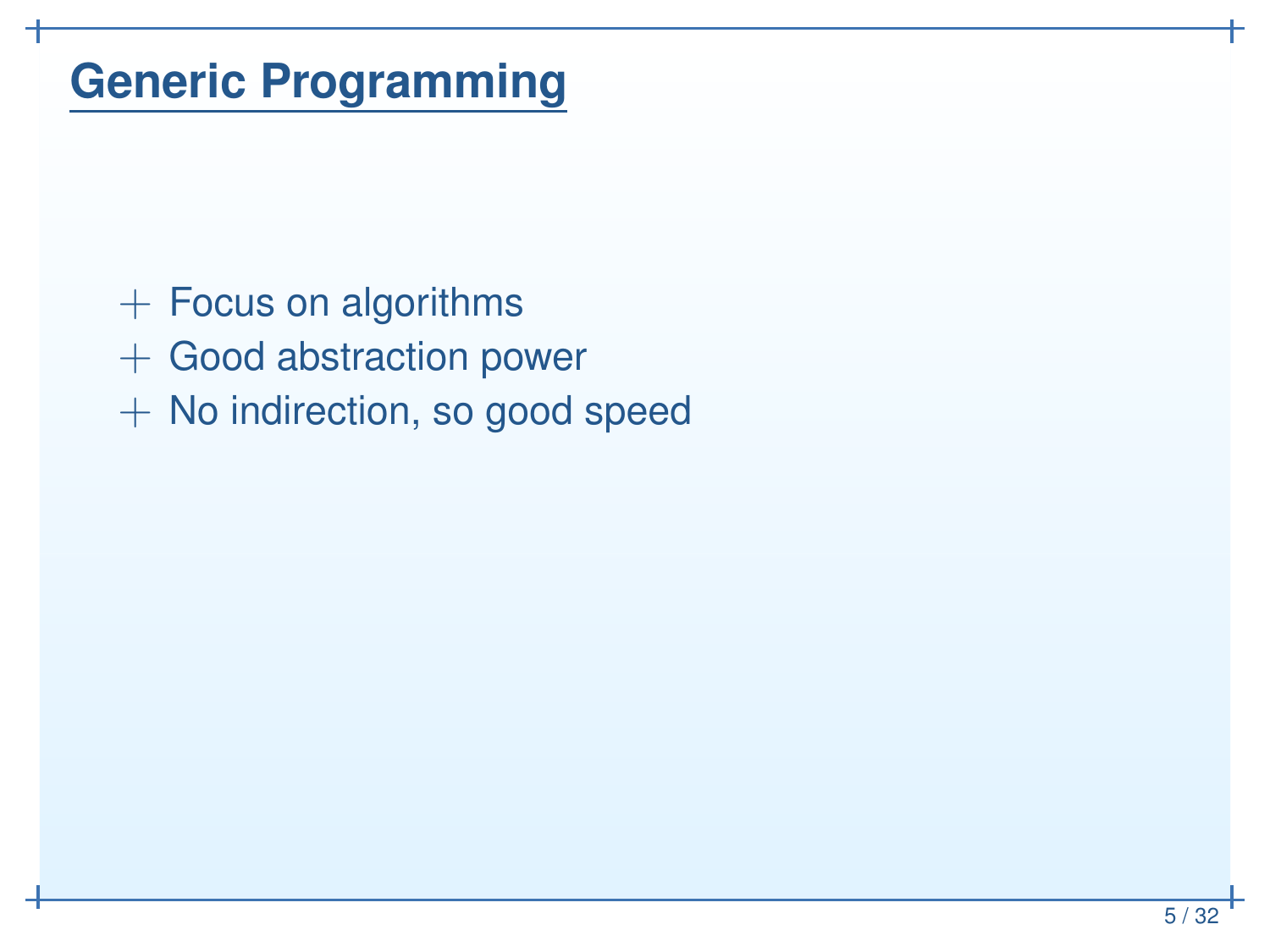# Generic Programming

- + Focus on algorithms
- + Good abstraction power
- + No indirection, so good speed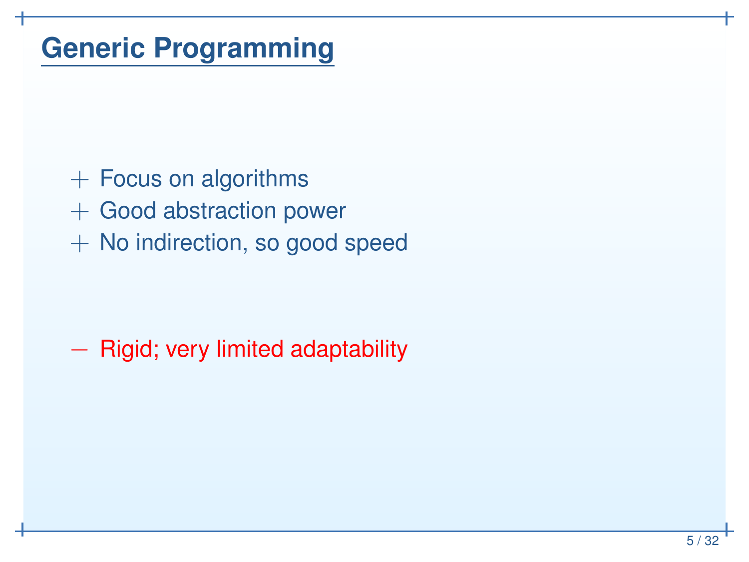# Generic Programming

+ Focus on algorithms
+ Good abstraction power
+ No indirection, so good speed

− Rigid; very limited adaptability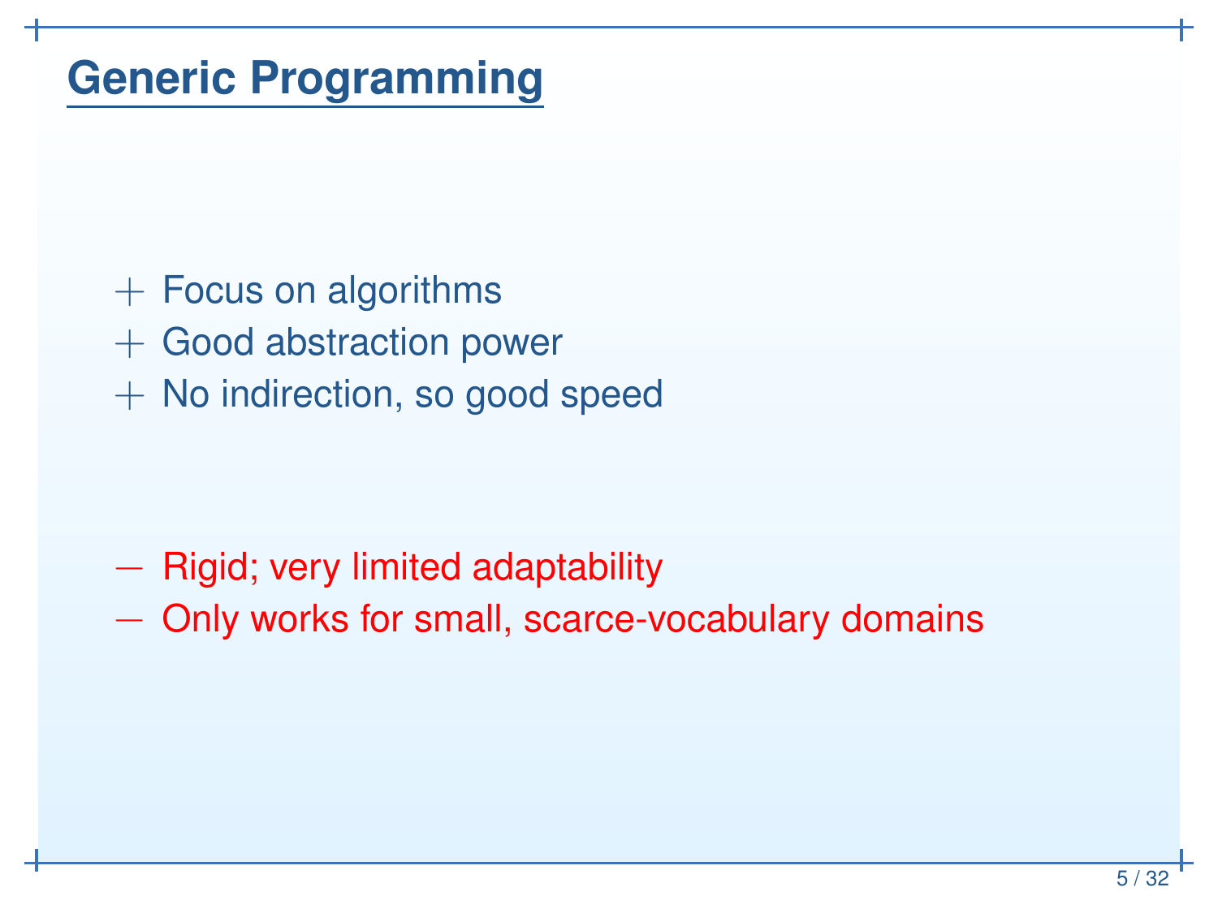# Generic Programming

- + Focus on algorithms
- + Good abstraction power
- + No indirection, so good speed

- − Rigid; very limited adaptability
- − Only works for small, scarce-vocabulary domains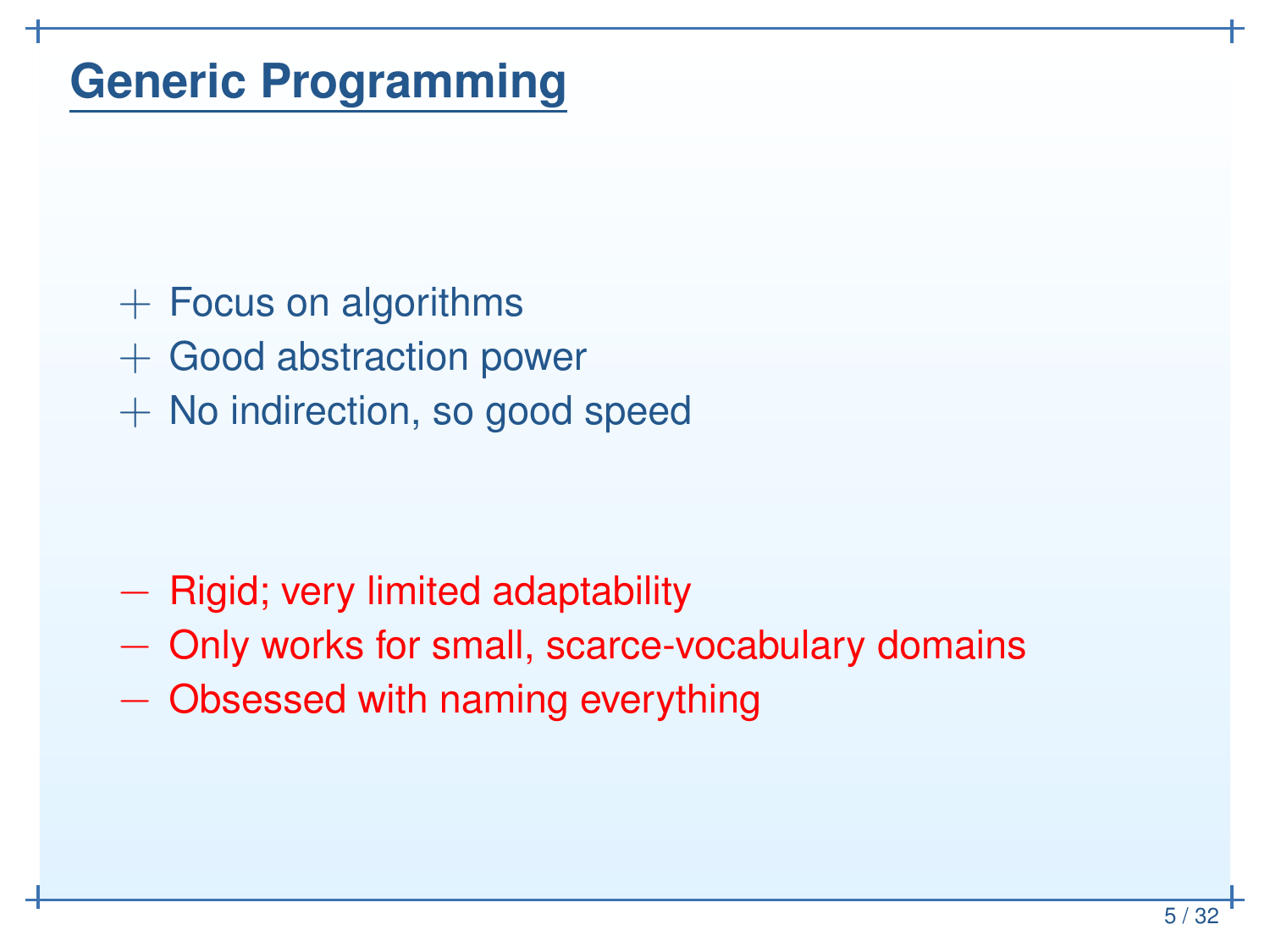# Generic Programming

+ Focus on algorithms
+ Good abstraction power
+ No indirection, so good speed

− Rigid; very limited adaptability
− Only works for small, scarce-vocabulary domains
− Obsessed with naming everything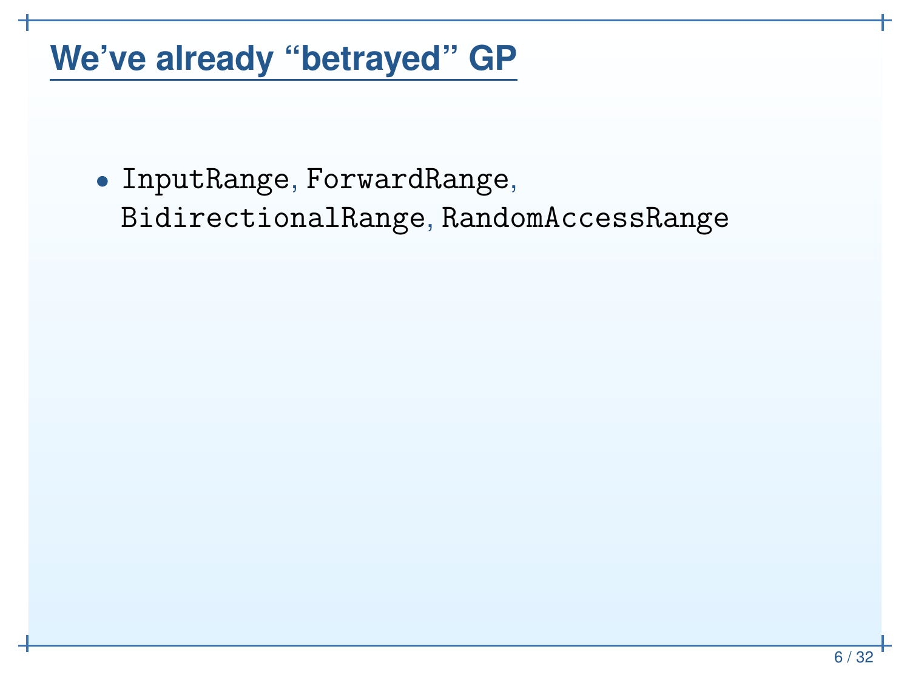# We've already "betrayed" GP

- `InputRange`, `ForwardRange`, `BidirectionalRange`, `RandomAccessRange`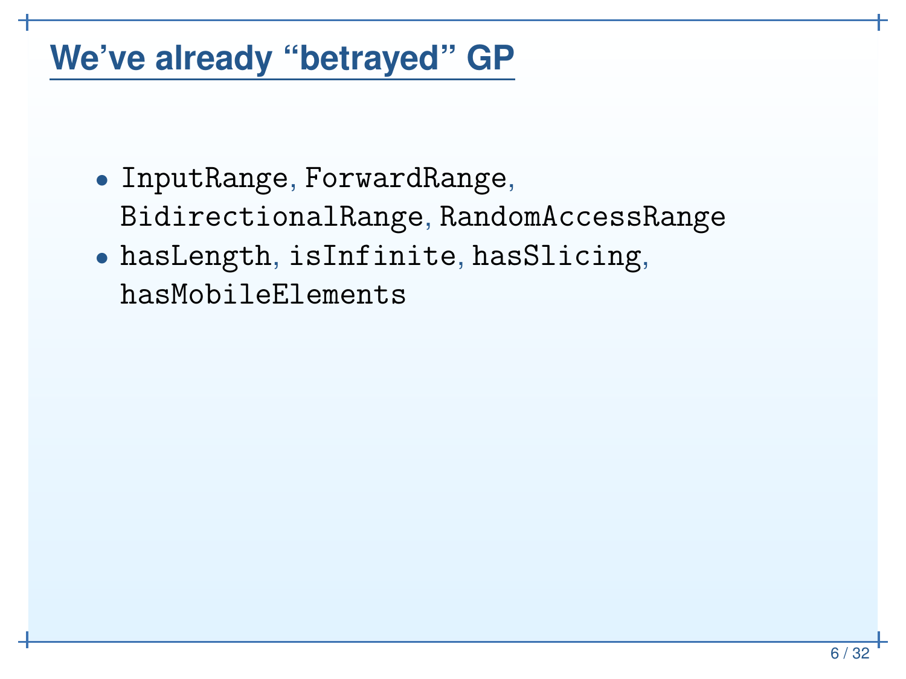# We've already "betrayed" GP

- `InputRange`, `ForwardRange`, `BidirectionalRange`, `RandomAccessRange`
- `hasLength`, `isInfinite`, `hasSlicing`, `hasMobileElements`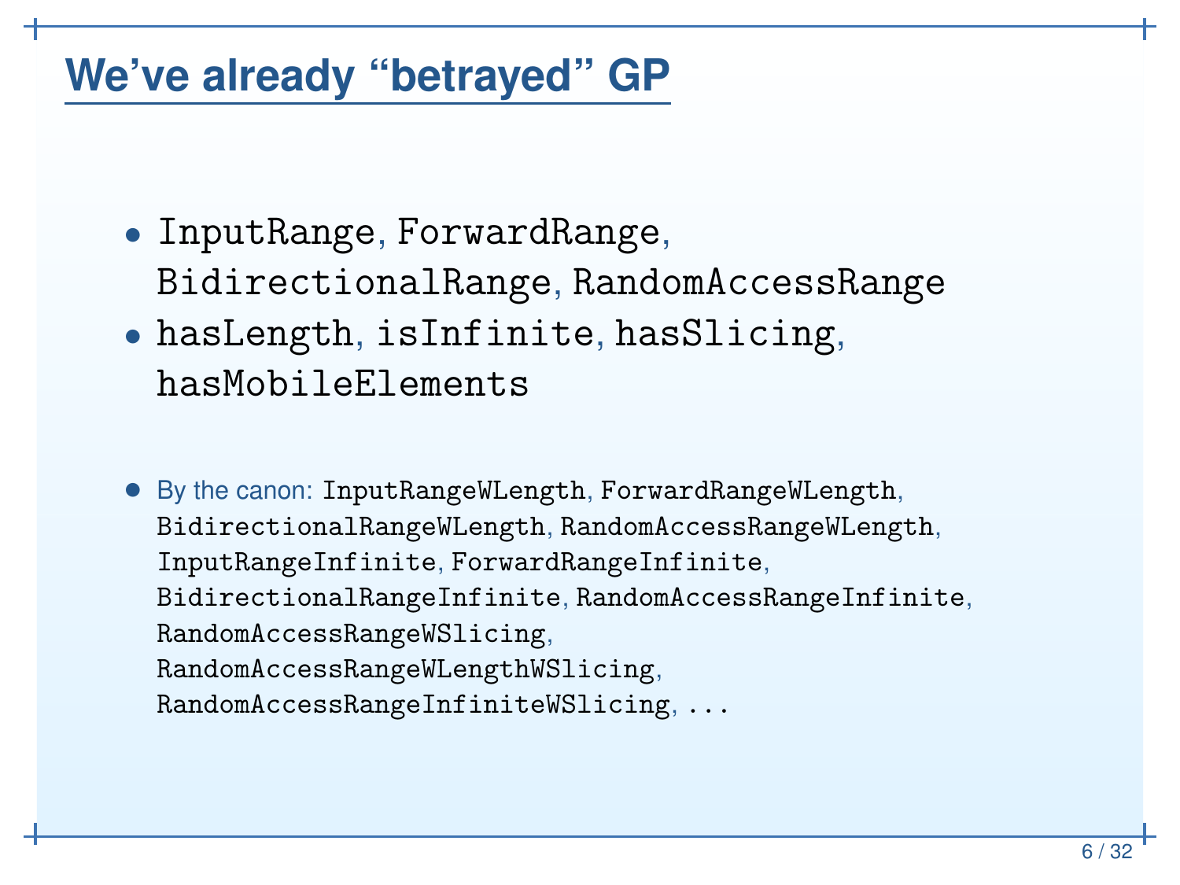# We've already "betrayed" GP

- `InputRange`, `ForwardRange`, `BidirectionalRange`, `RandomAccessRange`
- `hasLength`, `isInfinite`, `hasSlicing`, `hasMobileElements`
- By the canon: `InputRangeWLength`, `ForwardRangeWLength`, `BidirectionalRangeWLength`, `RandomAccessRangeWLength`, `InputRangeInfinite`, `ForwardRangeInfinite`, `BidirectionalRangeInfinite`, `RandomAccessRangeInfinite`, `RandomAccessRangeWSlicing`, `RandomAccessRangeWLengthWSlicing`, `RandomAccessRangeInfiniteWSlicing`, ...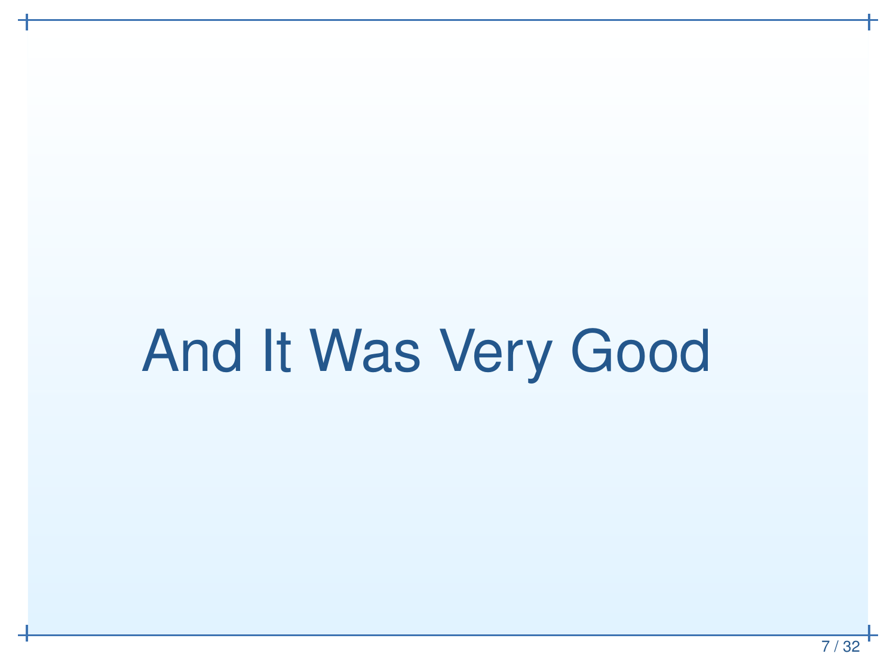# And It Was Very Good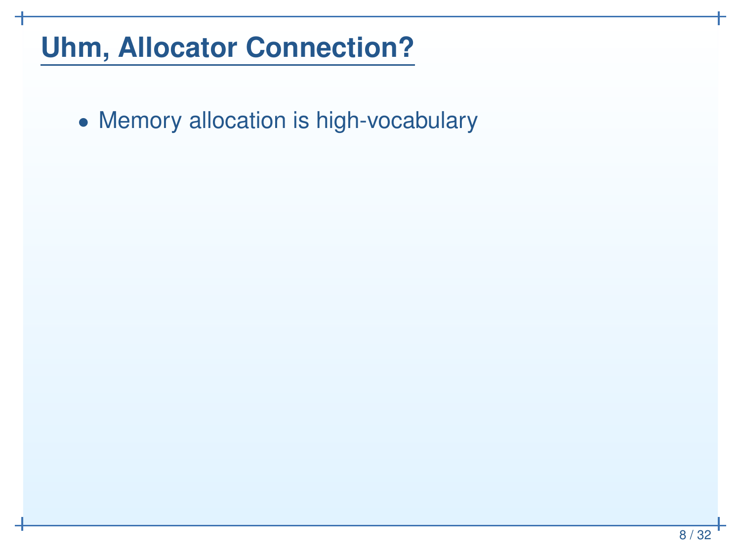# Uhm, Allocator Connection?

- Memory allocation is high-vocabulary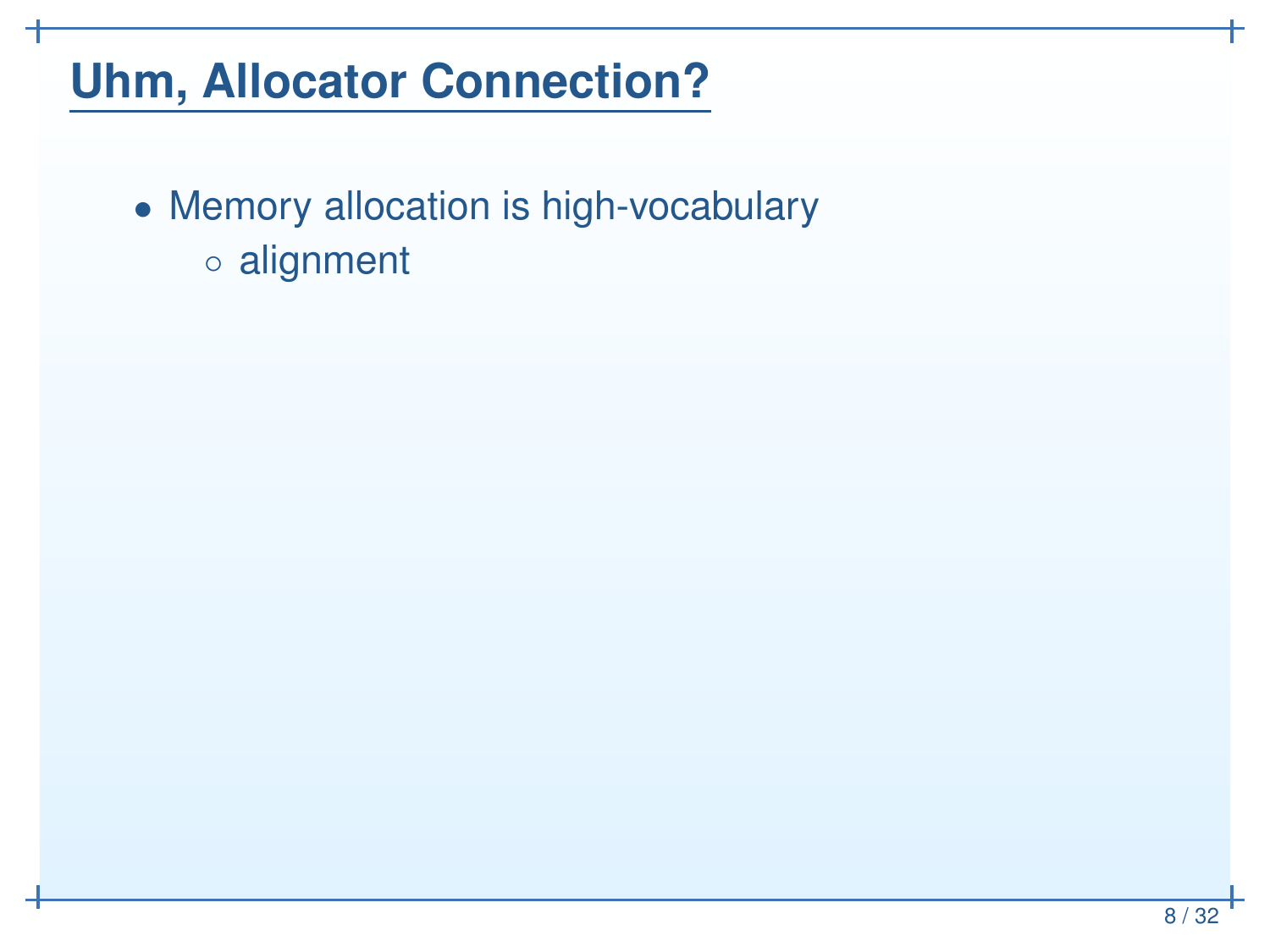## Uhm, Allocator Connection?

- Memory allocation is high-vocabulary
  - alignment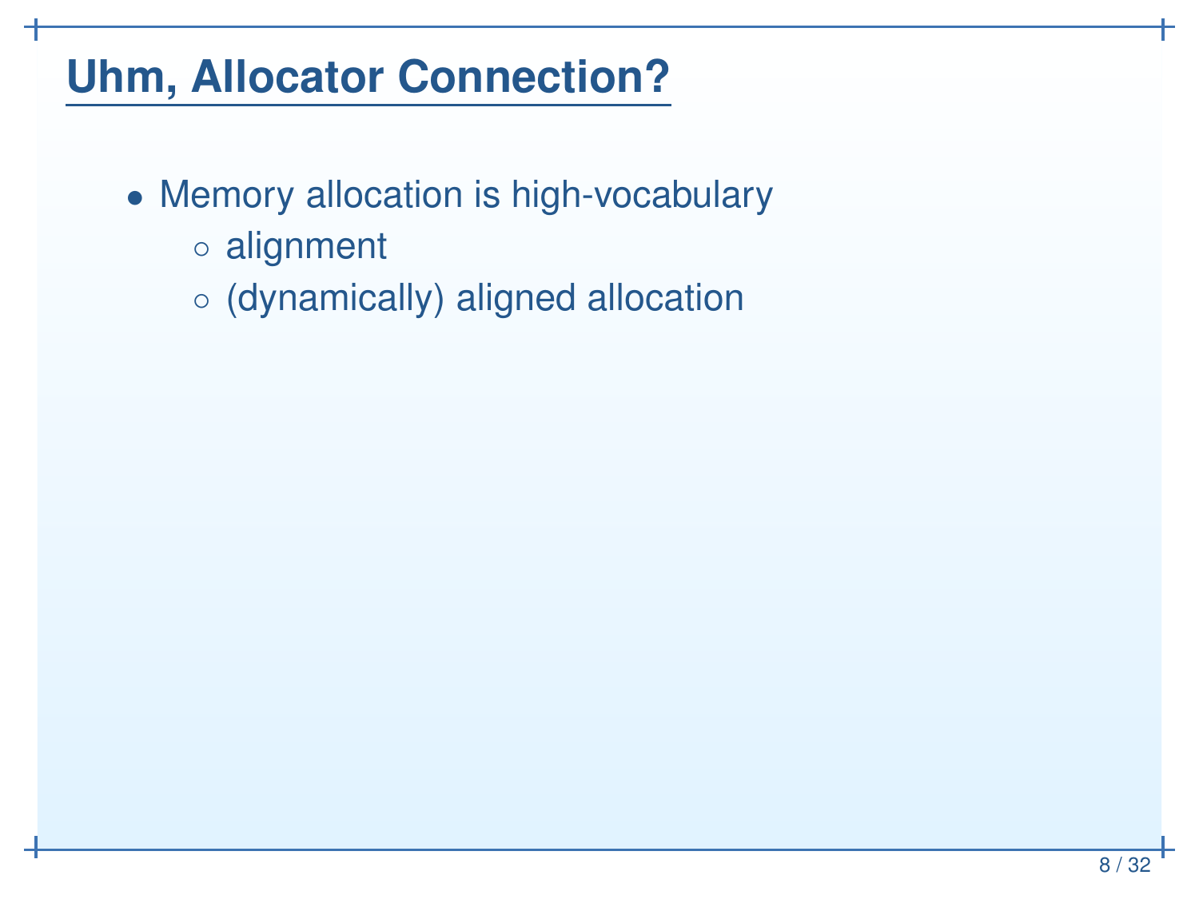# Uhm, Allocator Connection?

- Memory allocation is high-vocabulary
  - alignment
  - (dynamically) aligned allocation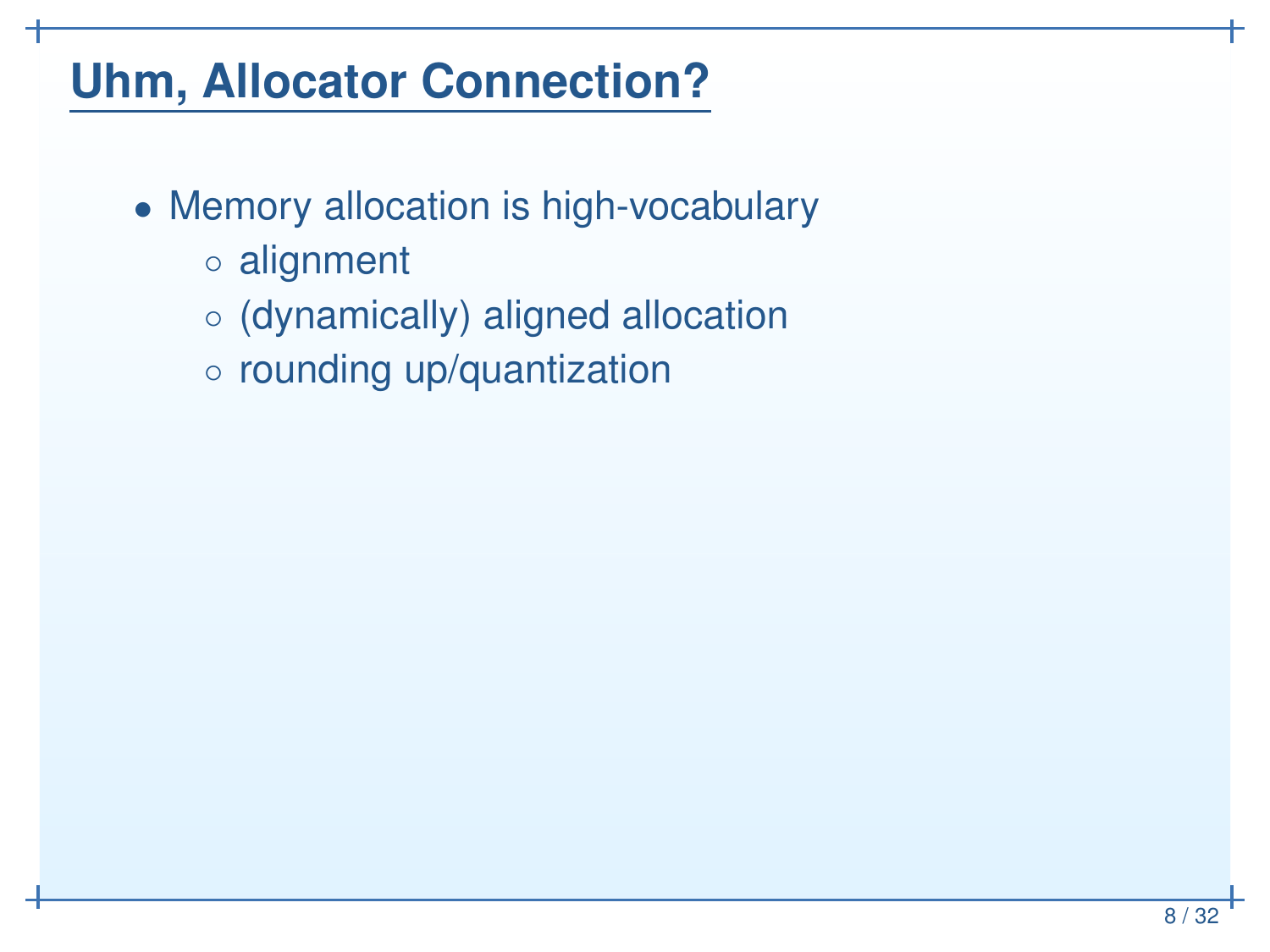# Uhm, Allocator Connection?

- Memory allocation is high-vocabulary
  - alignment
  - (dynamically) aligned allocation
  - rounding up/quantization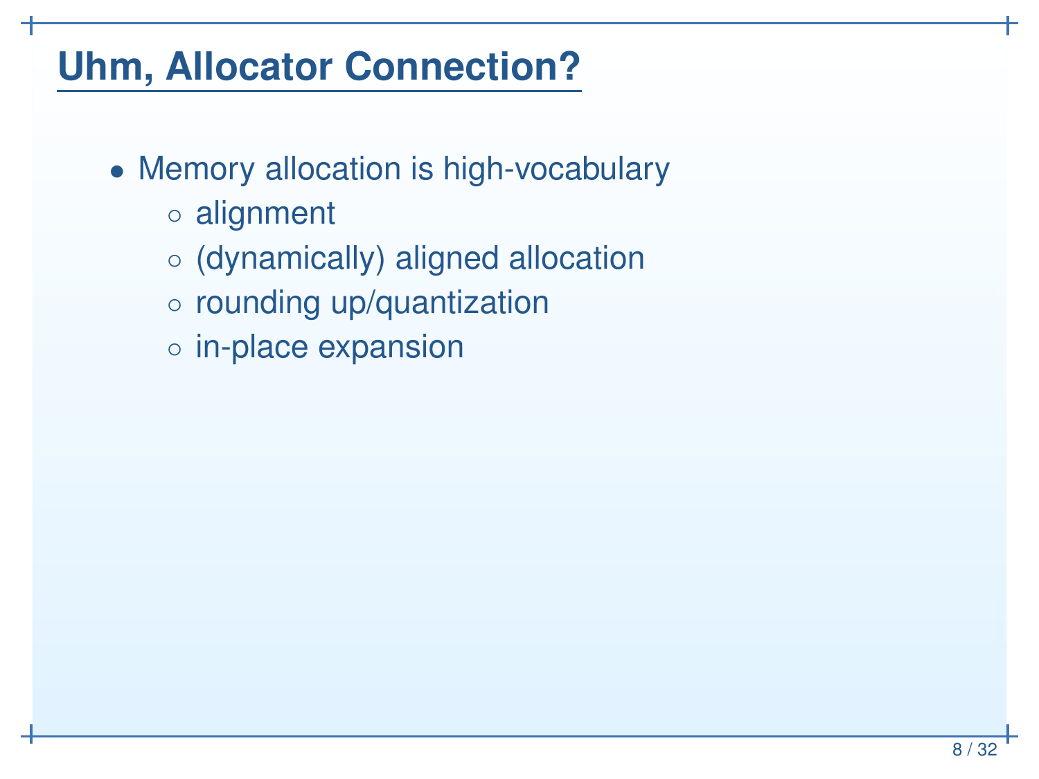# Uhm, Allocator Connection?

- Memory allocation is high-vocabulary
  - alignment
  - (dynamically) aligned allocation
  - rounding up/quantization
  - in-place expansion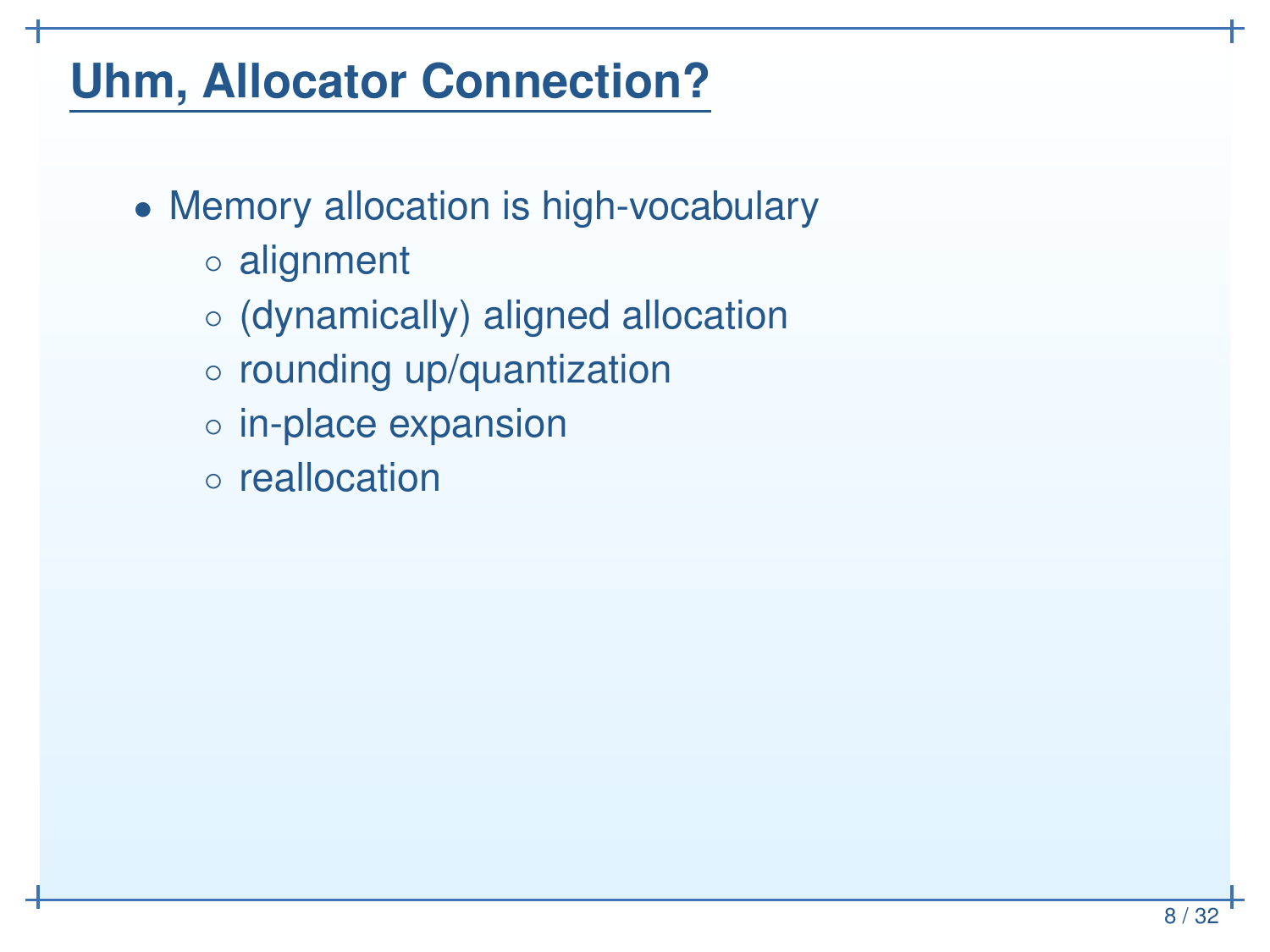# Uhm, Allocator Connection?

- Memory allocation is high-vocabulary
  - alignment
  - (dynamically) aligned allocation
  - rounding up/quantization
  - in-place expansion
  - reallocation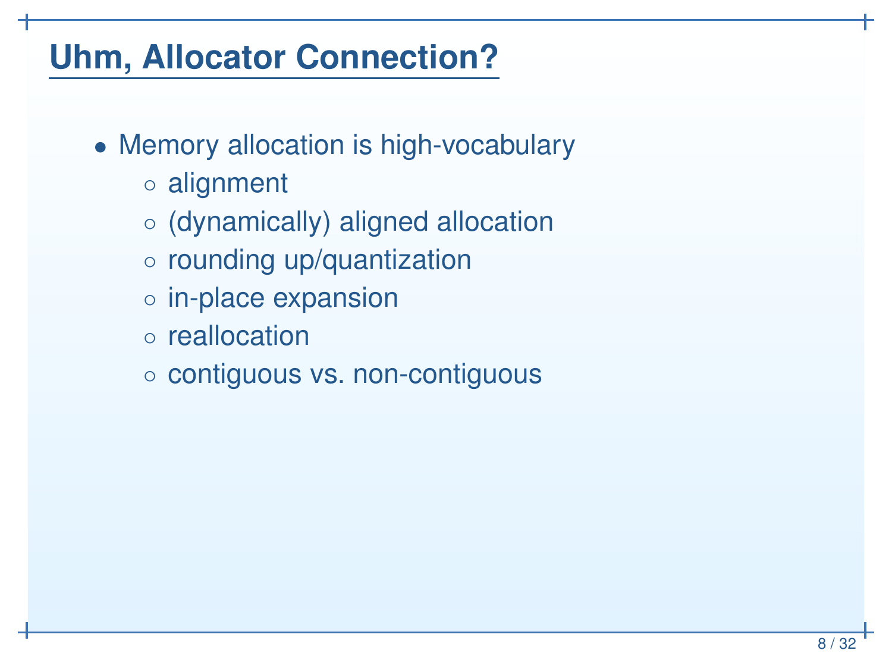# Uhm, Allocator Connection?

- Memory allocation is high-vocabulary
  - alignment
  - (dynamically) aligned allocation
  - rounding up/quantization
  - in-place expansion
  - reallocation
  - contiguous vs. non-contiguous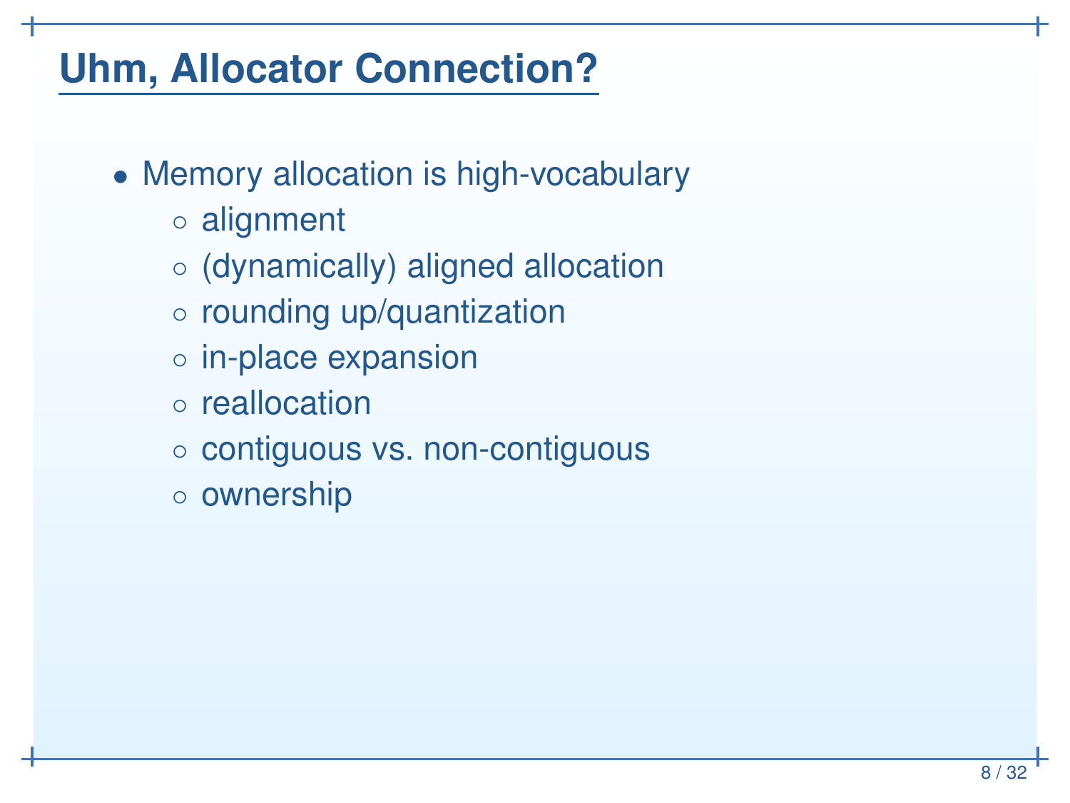# Uhm, Allocator Connection?

- Memory allocation is high-vocabulary
  - alignment
  - (dynamically) aligned allocation
  - rounding up/quantization
  - in-place expansion
  - reallocation
  - contiguous vs. non-contiguous
  - ownership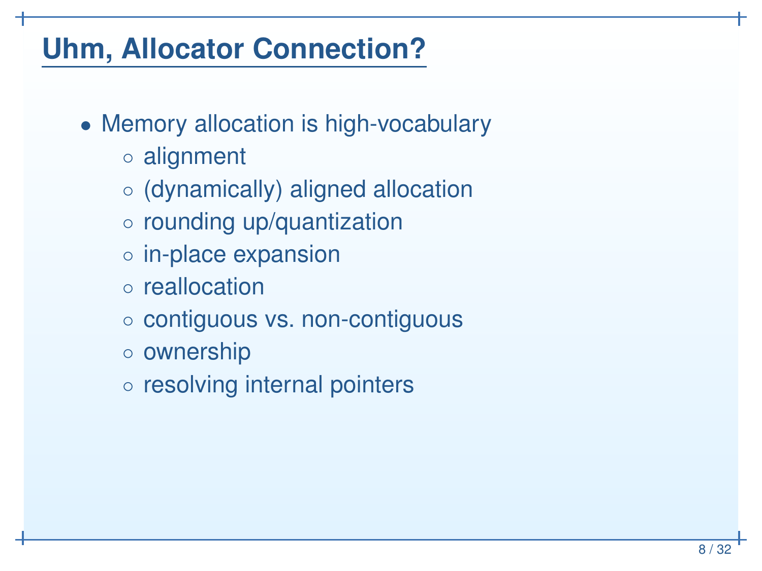# Uhm, Allocator Connection?

- Memory allocation is high-vocabulary
  - alignment
  - (dynamically) aligned allocation
  - rounding up/quantization
  - in-place expansion
  - reallocation
  - contiguous vs. non-contiguous
  - ownership
  - resolving internal pointers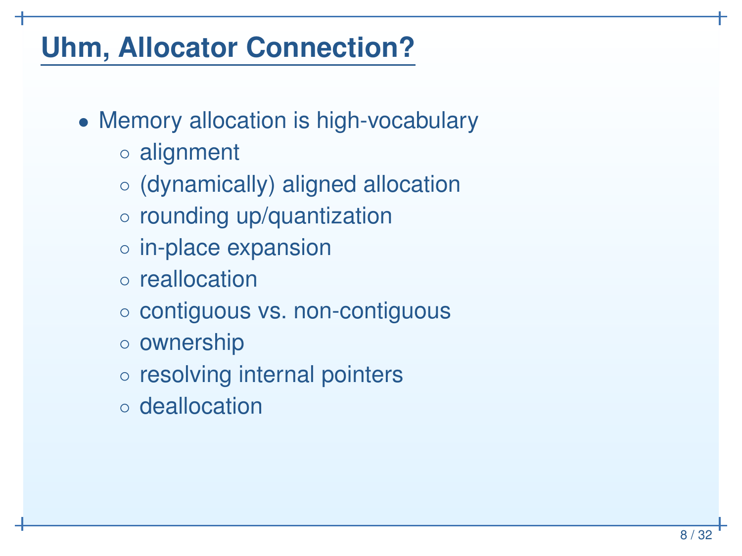# Uhm, Allocator Connection?

- Memory allocation is high-vocabulary
  - alignment
  - (dynamically) aligned allocation
  - rounding up/quantization
  - in-place expansion
  - reallocation
  - contiguous vs. non-contiguous
  - ownership
  - resolving internal pointers
  - deallocation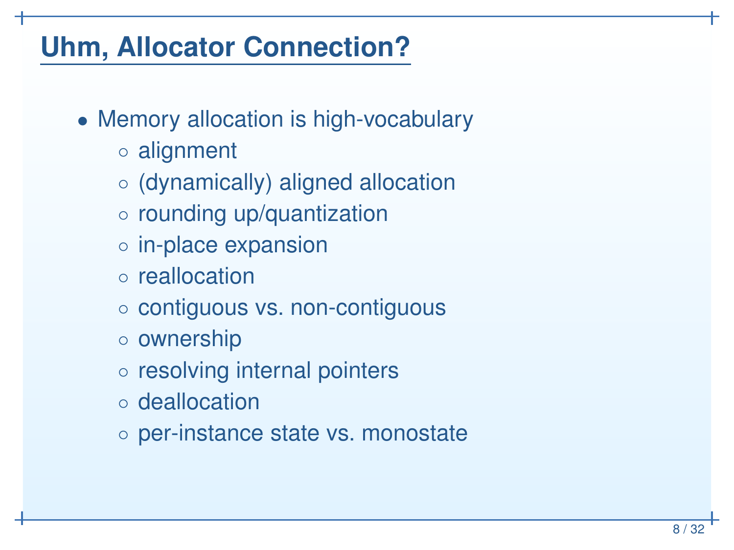# Uhm, Allocator Connection?

- Memory allocation is high-vocabulary
  - alignment
  - (dynamically) aligned allocation
  - rounding up/quantization
  - in-place expansion
  - reallocation
  - contiguous vs. non-contiguous
  - ownership
  - resolving internal pointers
  - deallocation
  - per-instance state vs. monostate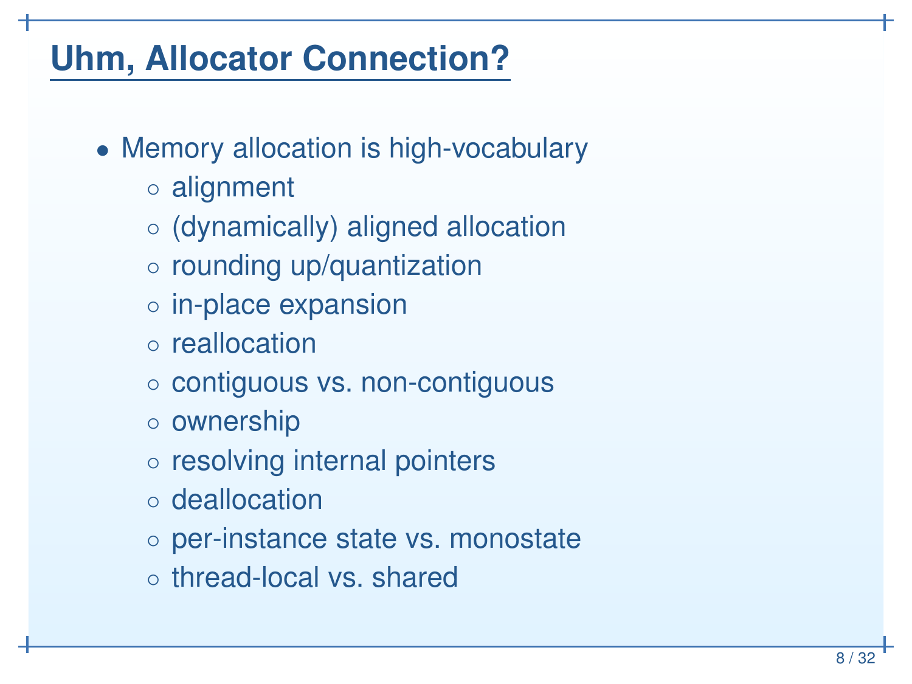# Uhm, Allocator Connection?

- Memory allocation is high-vocabulary
  - alignment
  - (dynamically) aligned allocation
  - rounding up/quantization
  - in-place expansion
  - reallocation
  - contiguous vs. non-contiguous
  - ownership
  - resolving internal pointers
  - deallocation
  - per-instance state vs. monostate
  - thread-local vs. shared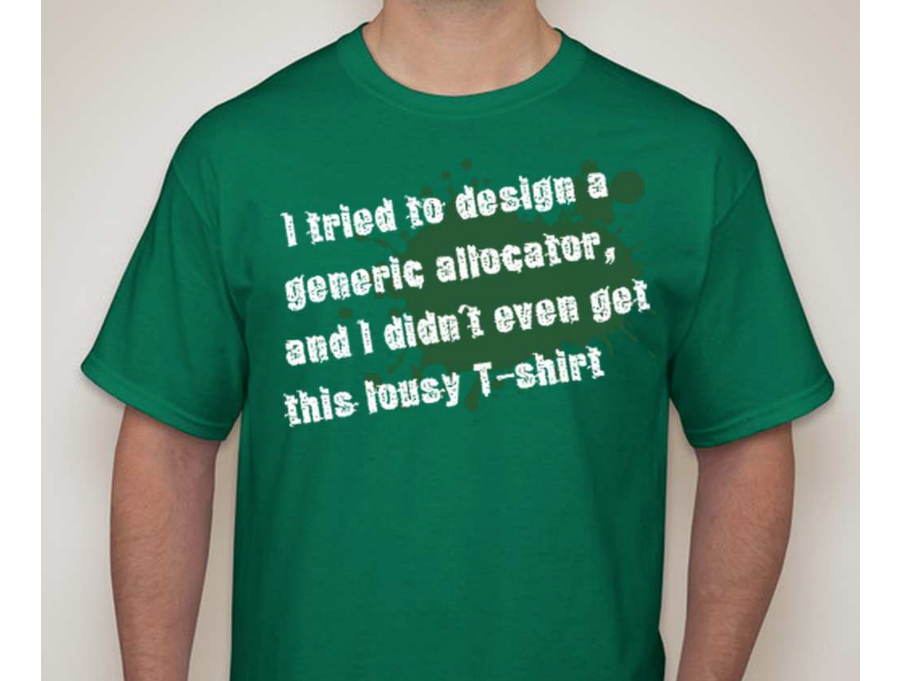I tried to design a generic allocator, and I didn't even get this lousy T-shirt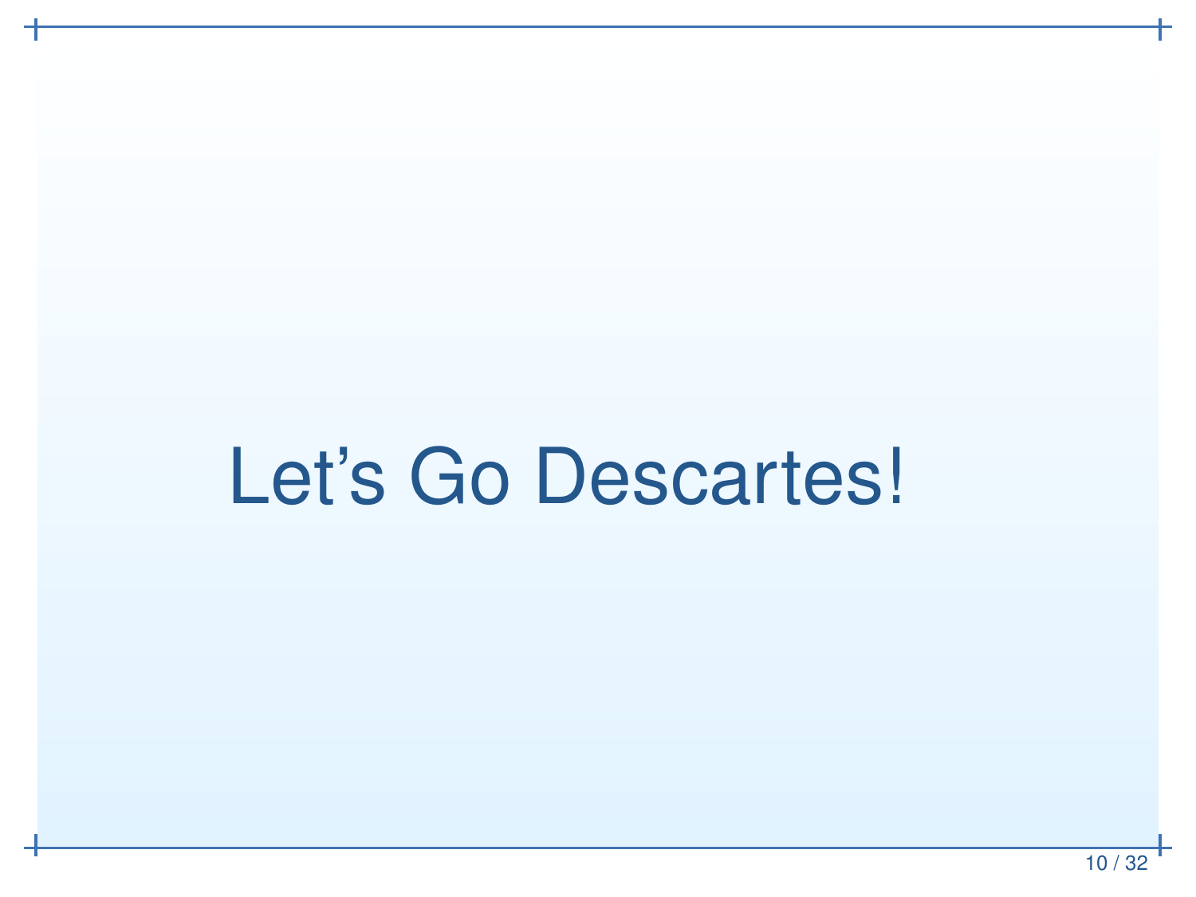# Let's Go Descartes!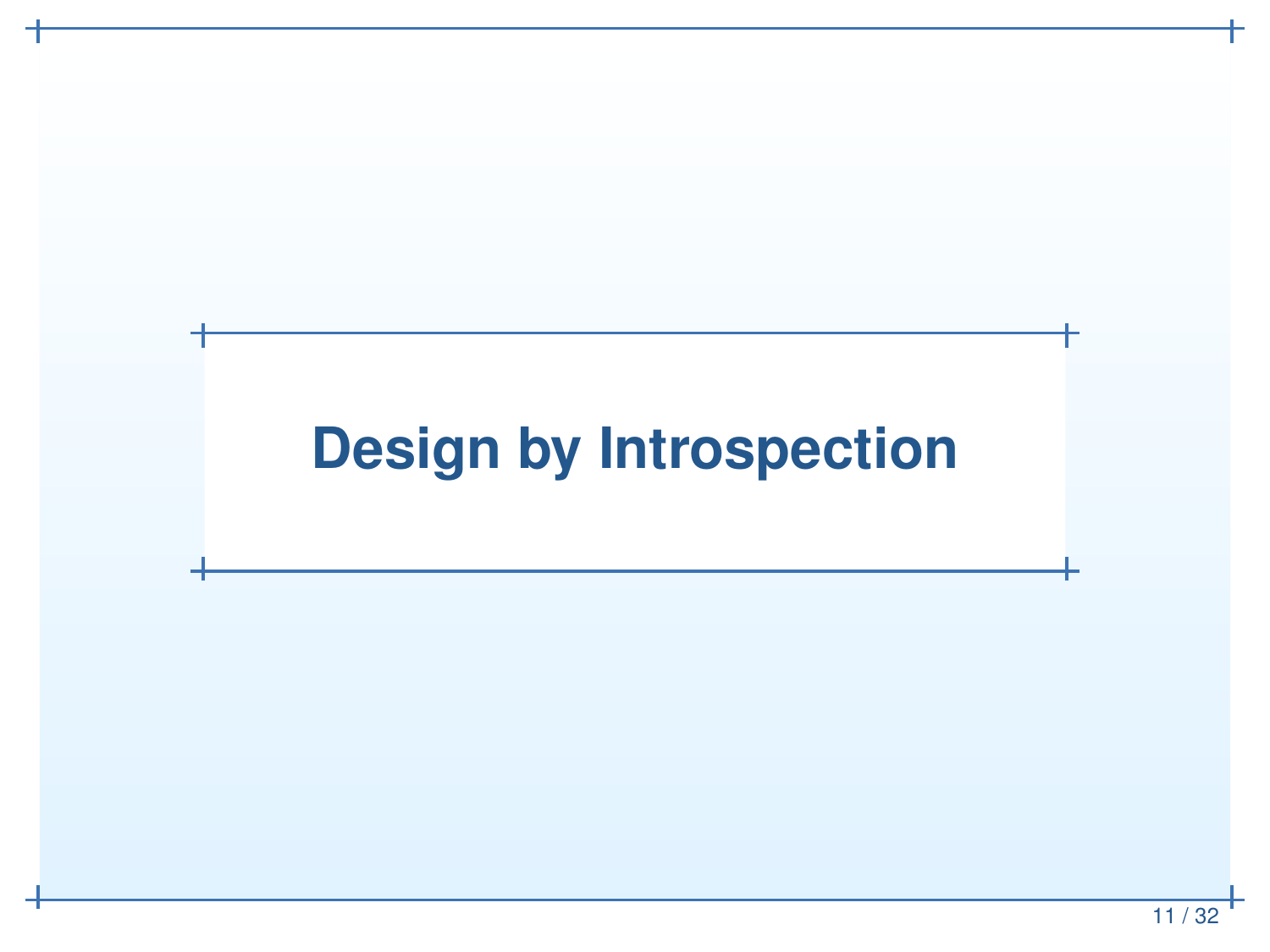# Design by Introspection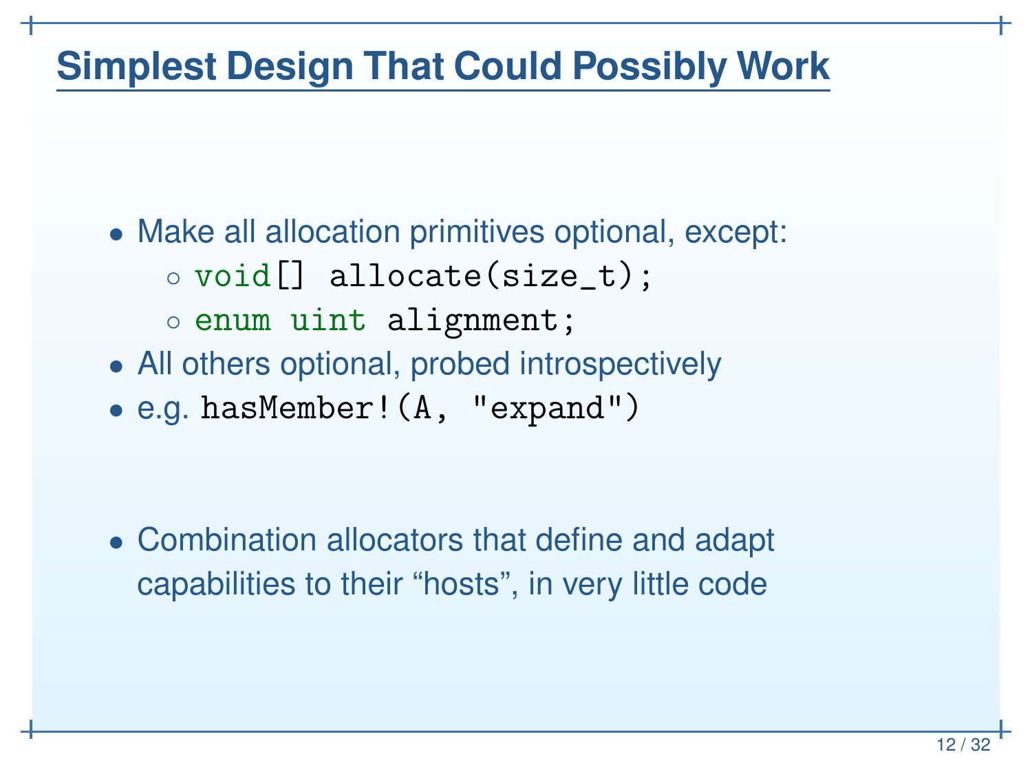# Simplest Design That Could Possibly Work

- Make all allocation primitives optional, except:
  - `void[] allocate(size_t);`
  - `enum uint alignment;`
- All others optional, probed introspectively
- e.g. `hasMember!(A, "expand")`

- Combination allocators that define and adapt capabilities to their “hosts”, in very little code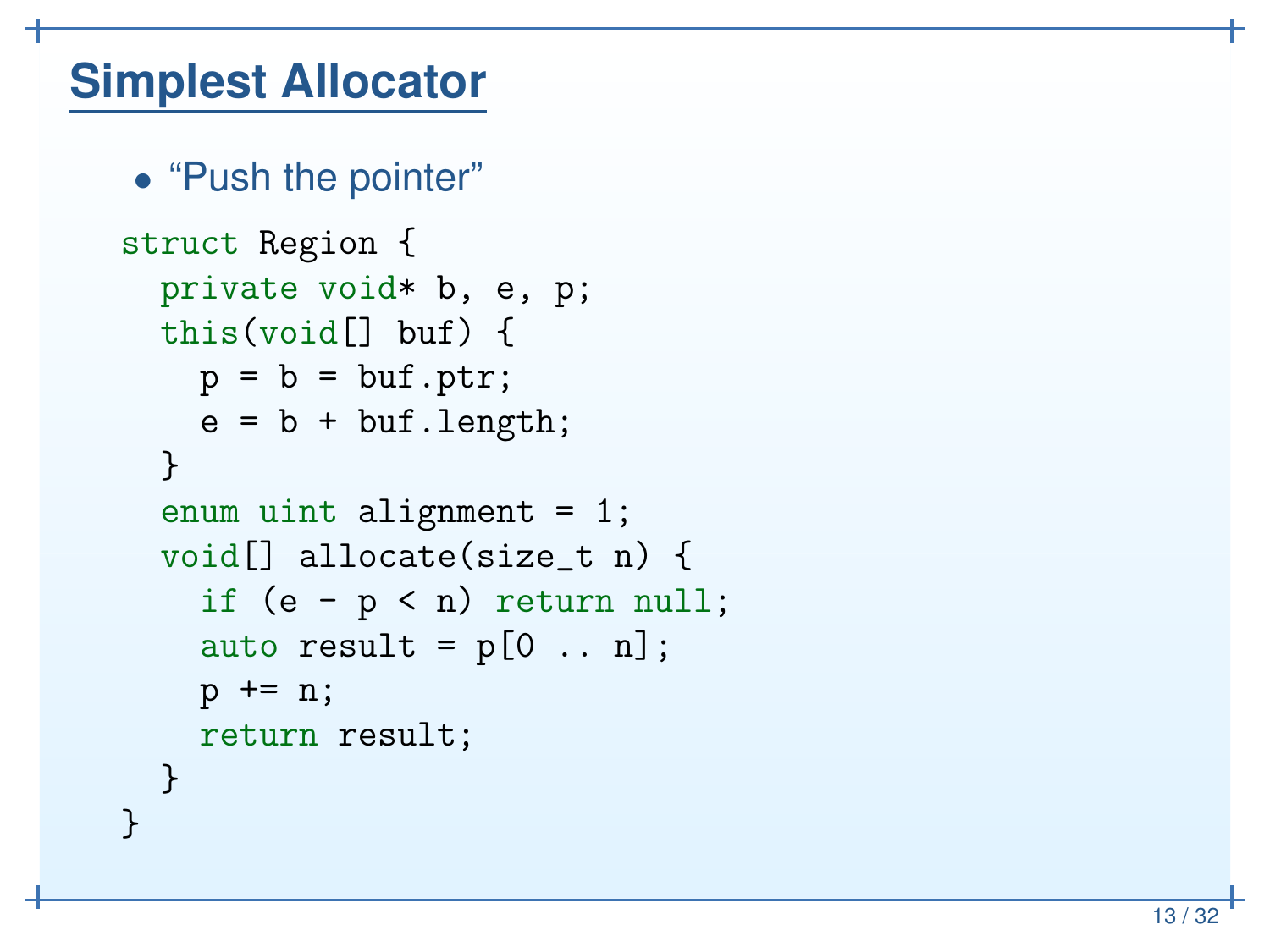# Simplest Allocator

- “Push the pointer”

```
struct Region {
  private void* b, e, p;
  this(void[] buf) {
    p = b = buf.ptr;
    e = b + buf.length;
  }
  enum uint alignment = 1;
  void[] allocate(size_t n) {
    if (e - p < n) return null;
    auto result = p[0 .. n];
    p += n;
    return result;
  }
}
```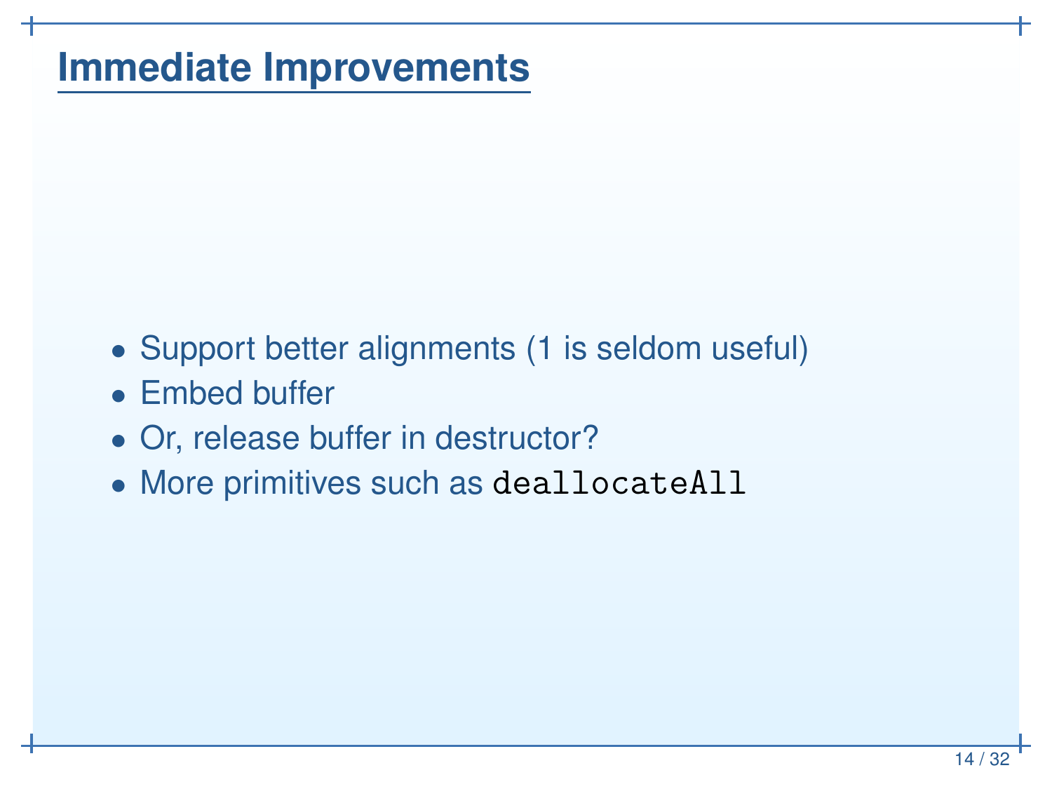# Immediate Improvements

- Support better alignments (1 is seldom useful)
- Embed buffer
- Or, release buffer in destructor?
- More primitives such as `deallocateAll`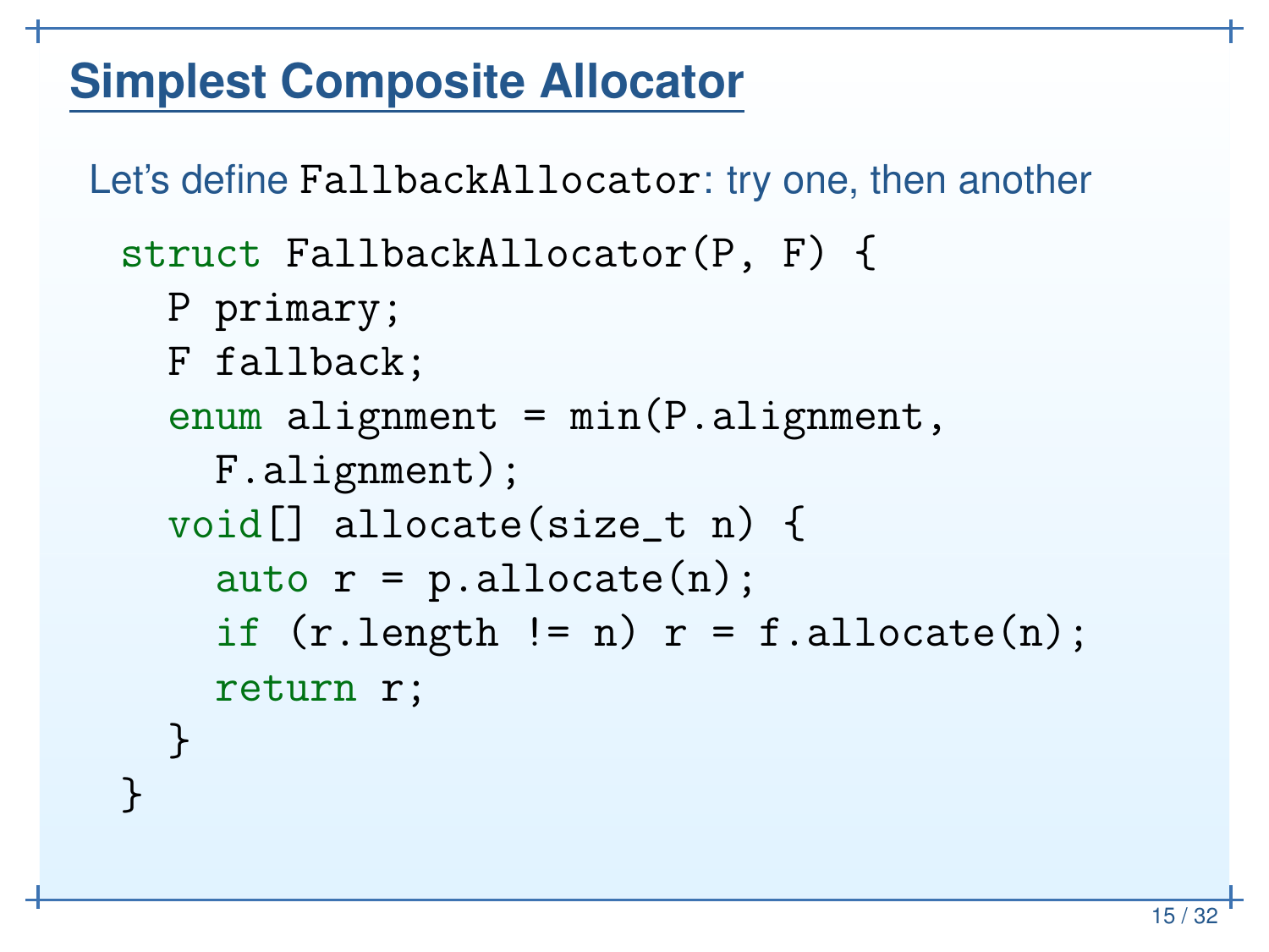# Simplest Composite Allocator

Let's define `FallbackAllocator`: try one, then another

```
struct FallbackAllocator(P, F) {
  P primary;
  F fallback;
  enum alignment = min(P.alignment,
    F.alignment);
  void[] allocate(size_t n) {
    auto r = p.allocate(n);
    if (r.length != n) r = f.allocate(n);
    return r;
  }
}
```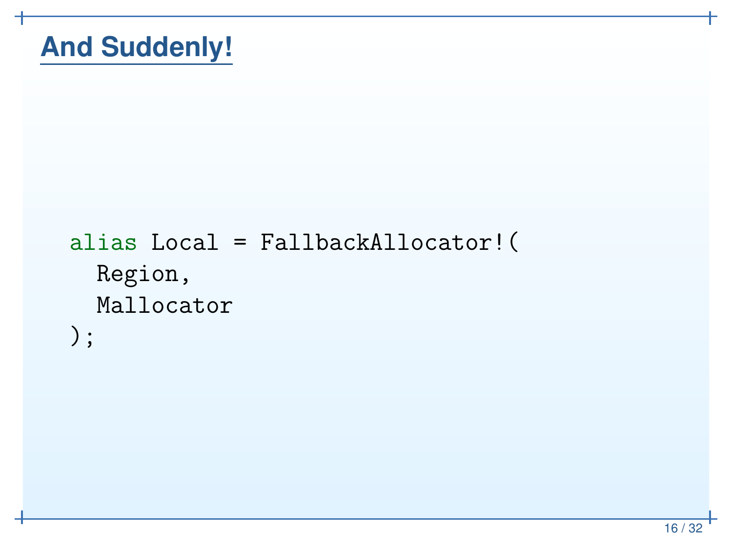# And Suddenly!

```d
alias Local = FallbackAllocator!(
  Region,
  Mallocator
);
```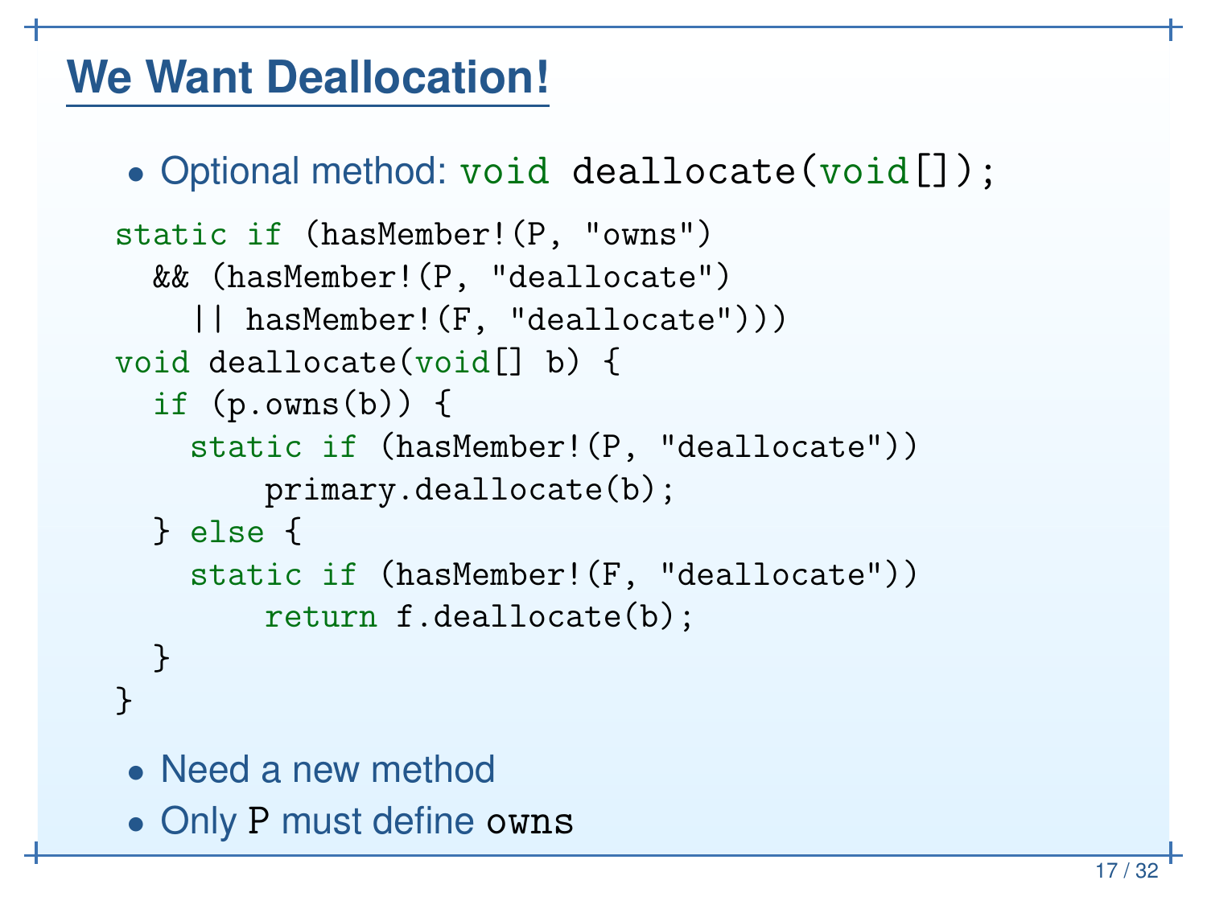# We Want Deallocation!

- Optional method: `void deallocate(void[]);`

```
static if (hasMember!(P, "owns")
  && (hasMember!(P, "deallocate")
    || hasMember!(F, "deallocate")))
void deallocate(void[] b) {
  if (p.owns(b)) {
    static if (hasMember!(P, "deallocate"))
        primary.deallocate(b);
  } else {
    static if (hasMember!(F, "deallocate"))
        return f.deallocate(b);
  }
}
```

- Need a new method
- Only `P` must define `owns`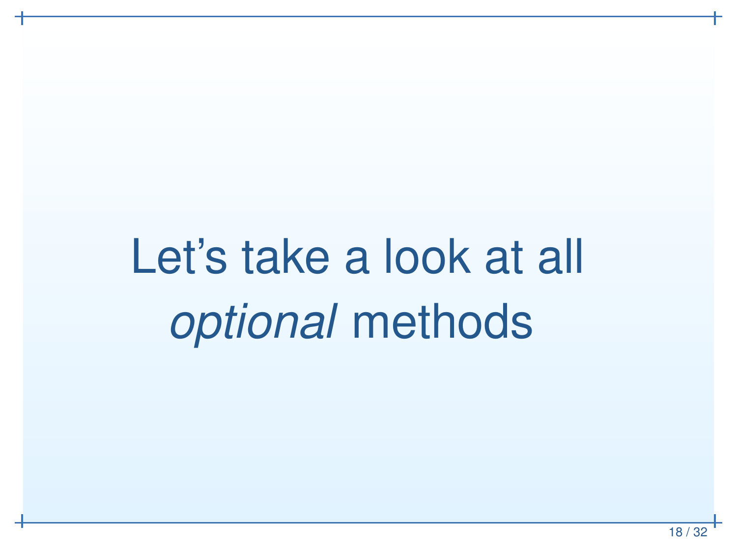Let's take a look at all *optional* methods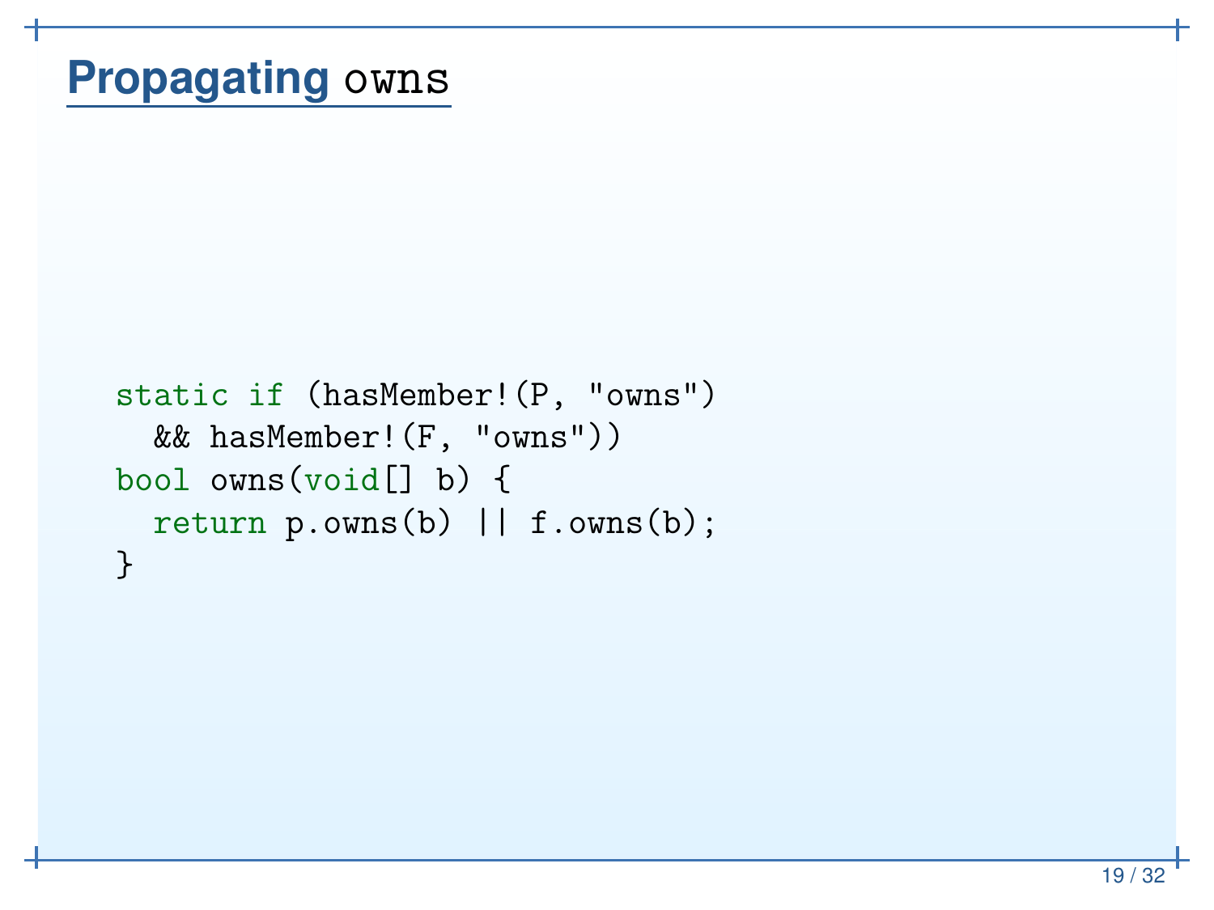# Propagating `owns`

```
static if (hasMember!(P, "owns")
  && hasMember!(F, "owns"))
bool owns(void[] b) {
  return p.owns(b) || f.owns(b);
}
```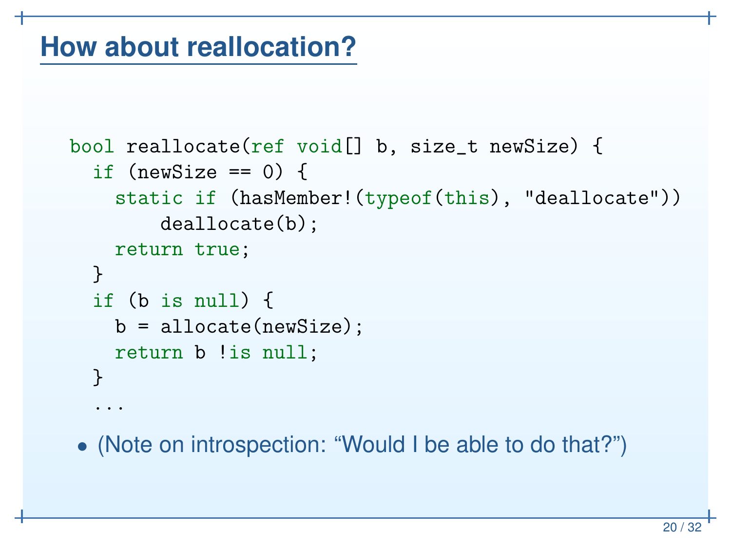# How about reallocation?

```
bool reallocate(ref void[] b, size_t newSize) {
  if (newSize == 0) {
    static if (hasMember!(typeof(this), "deallocate"))
        deallocate(b);
    return true;
  }
  if (b is null) {
    b = allocate(newSize);
    return b !is null;
  }
  ...
```

- (Note on introspection: “Would I be able to do that?”)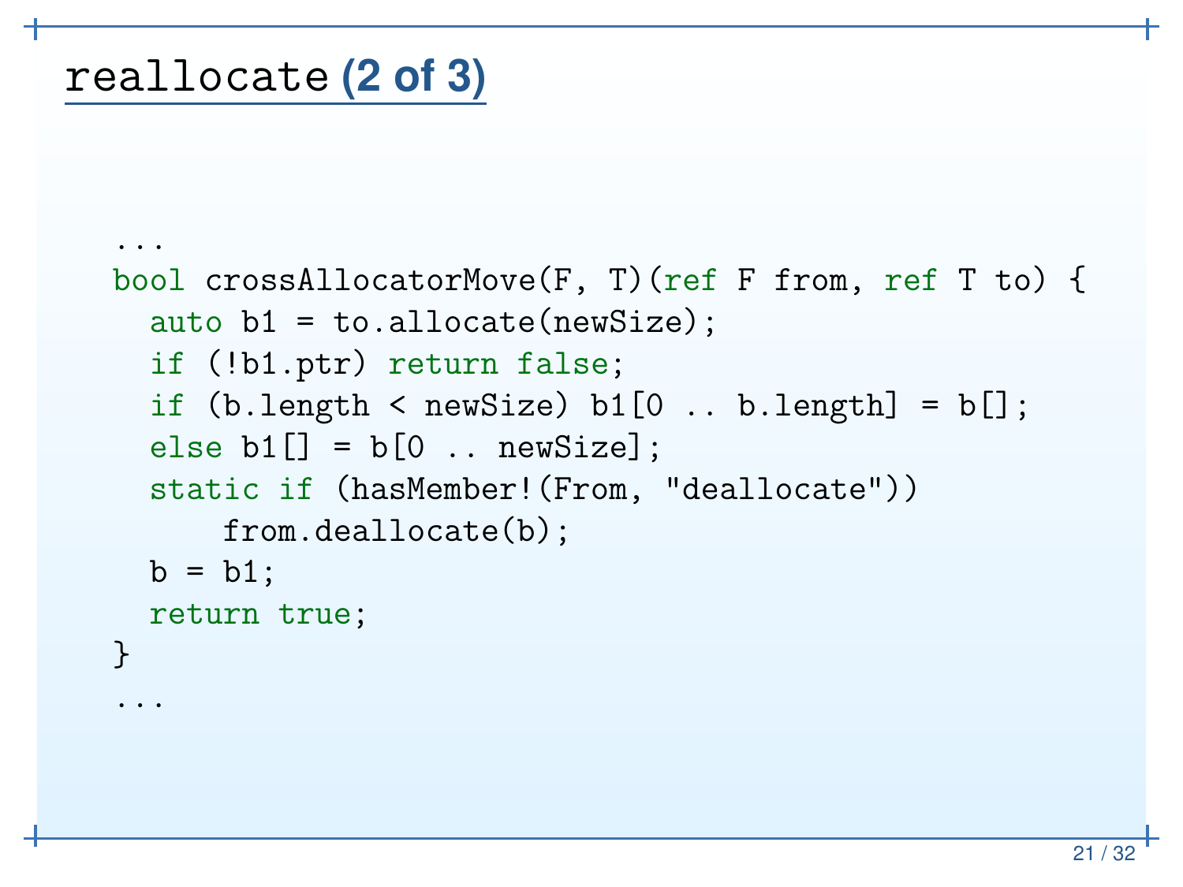## `reallocate` (2 of 3)

```
...
bool crossAllocatorMove(F, T)(ref F from, ref T to) {
  auto b1 = to.allocate(newSize);
  if (!b1.ptr) return false;
  if (b.length < newSize) b1[0 .. b.length] = b[];
  else b1[] = b[0 .. newSize];
  static if (hasMember!(From, "deallocate"))
      from.deallocate(b);
  b = b1;
  return true;
}
...
```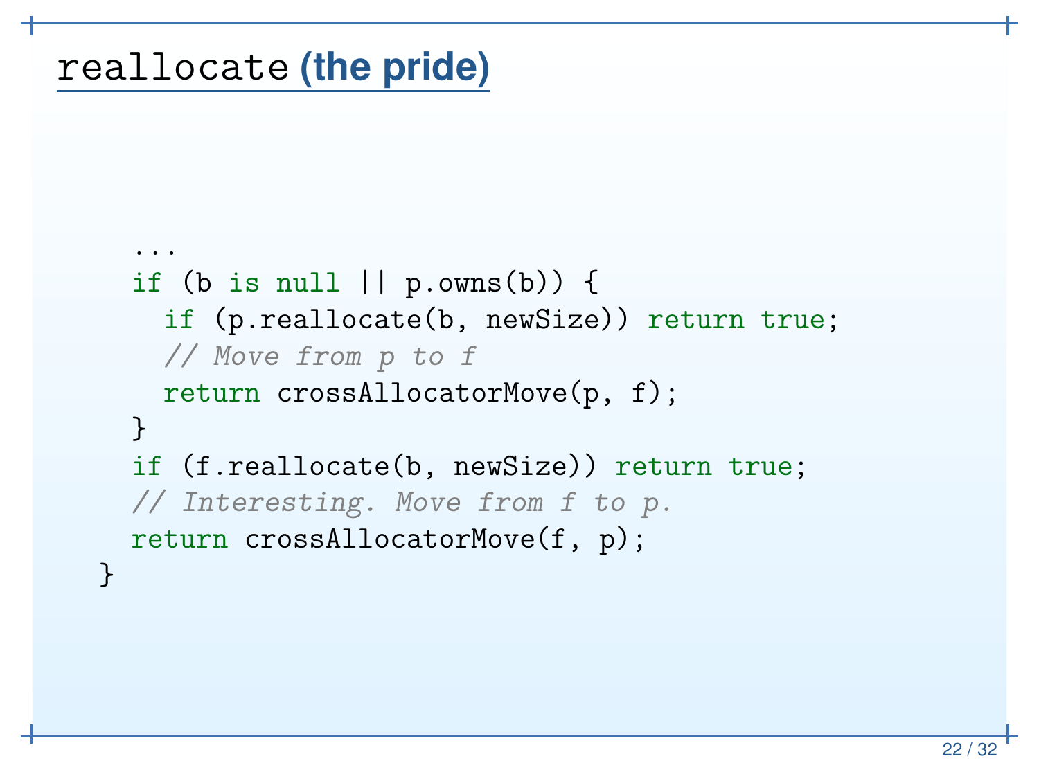# `reallocate` (the pride)

```
    ...
    if (b is null || p.owns(b)) {
      if (p.reallocate(b, newSize)) return true;
      // Move from p to f
      return crossAllocatorMove(p, f);
    }
    if (f.reallocate(b, newSize)) return true;
    // Interesting. Move from f to p.
    return crossAllocatorMove(f, p);
  }
```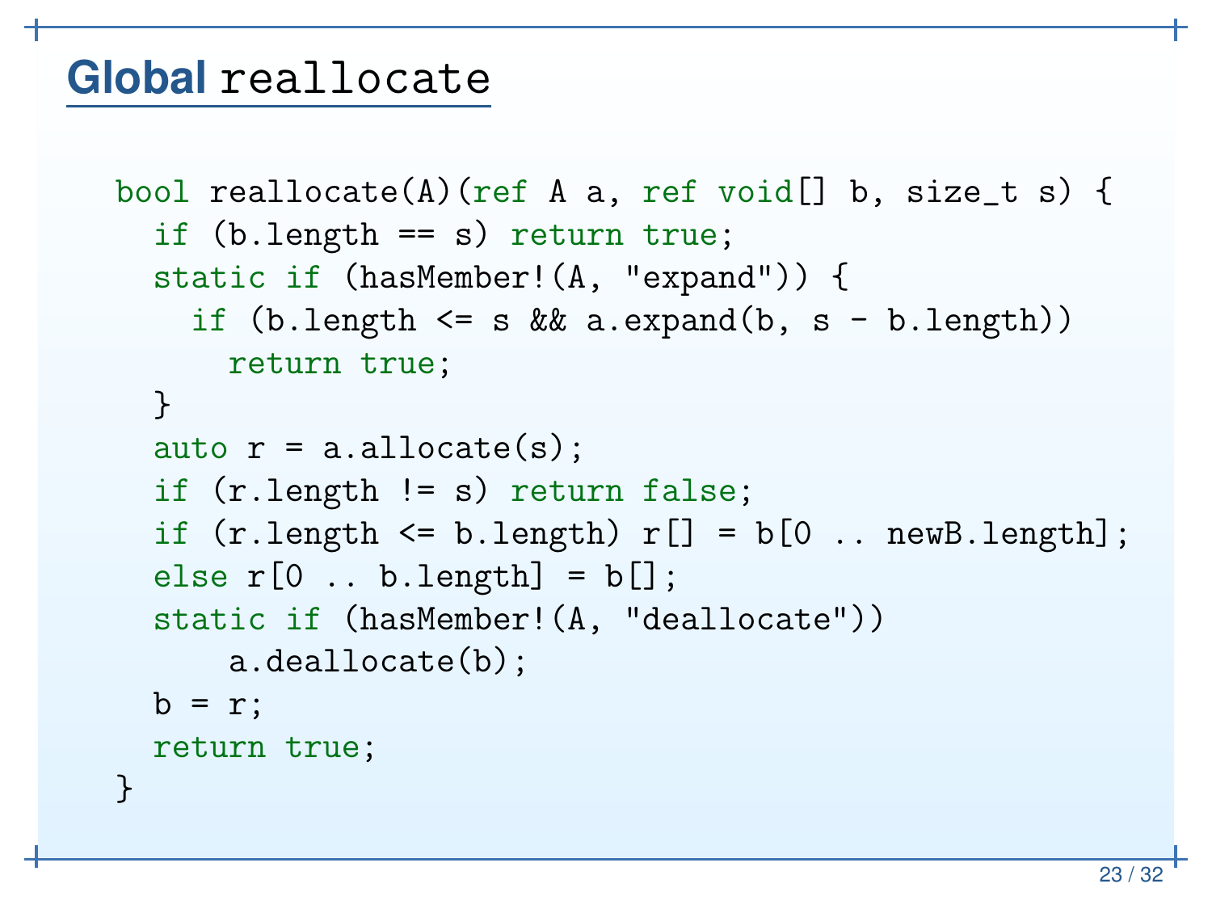## Global `reallocate`

```
bool reallocate(A)(ref A a, ref void[] b, size_t s) {
  if (b.length == s) return true;
  static if (hasMember!(A, "expand")) {
    if (b.length <= s && a.expand(b, s - b.length))
      return true;
  }
  auto r = a.allocate(s);
  if (r.length != s) return false;
  if (r.length <= b.length) r[] = b[0 .. newB.length];
  else r[0 .. b.length] = b[];
  static if (hasMember!(A, "deallocate"))
      a.deallocate(b);
  b = r;
  return true;
}
```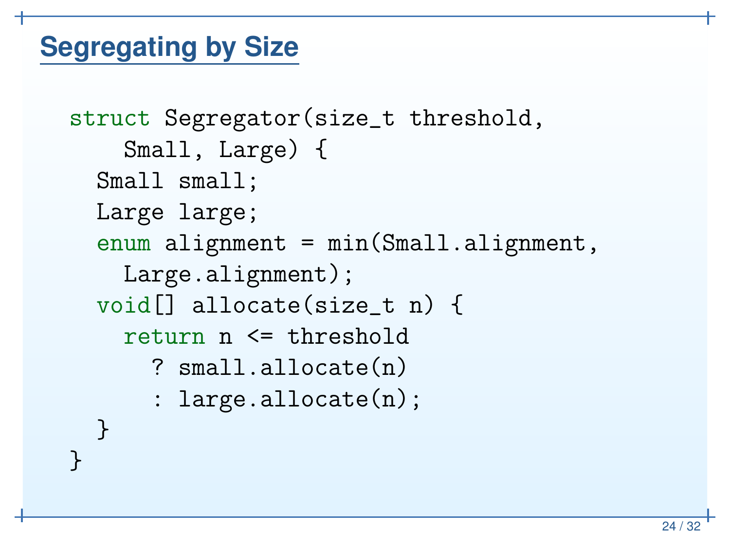## Segregating by Size

```
struct Segregator(size_t threshold,
    Small, Large) {
  Small small;
  Large large;
  enum alignment = min(Small.alignment,
    Large.alignment);
  void[] allocate(size_t n) {
    return n <= threshold
      ? small.allocate(n)
      : large.allocate(n);
  }
}
```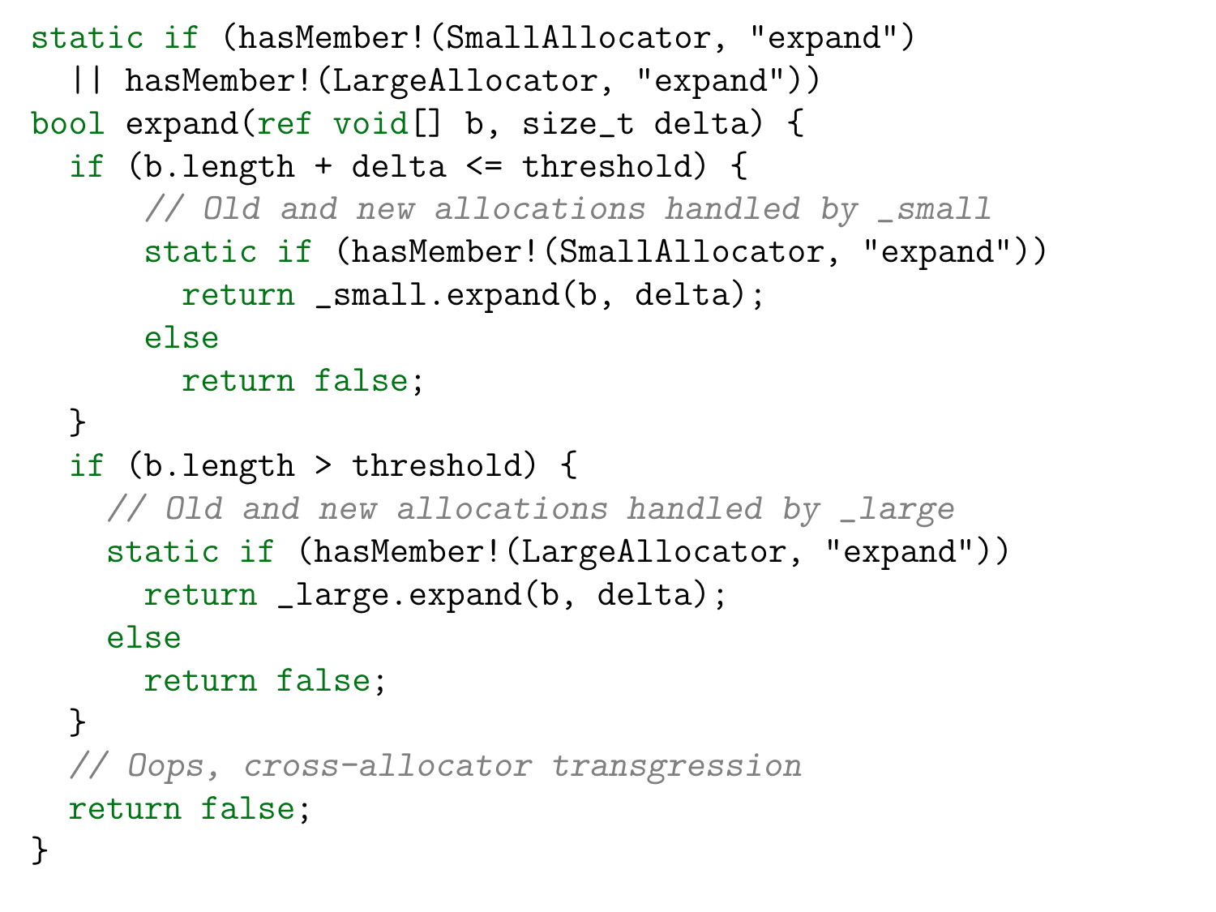```
static if (hasMember!(SmallAllocator, "expand")
  || hasMember!(LargeAllocator, "expand"))
bool expand(ref void[] b, size_t delta) {
  if (b.length + delta <= threshold) {
      // Old and new allocations handled by _small
      static if (hasMember!(SmallAllocator, "expand"))
        return _small.expand(b, delta);
      else
        return false;
  }
  if (b.length > threshold) {
    // Old and new allocations handled by _large
    static if (hasMember!(LargeAllocator, "expand"))
      return _large.expand(b, delta);
    else
      return false;
  }
  // Oops, cross-allocator transgression
  return false;
}
```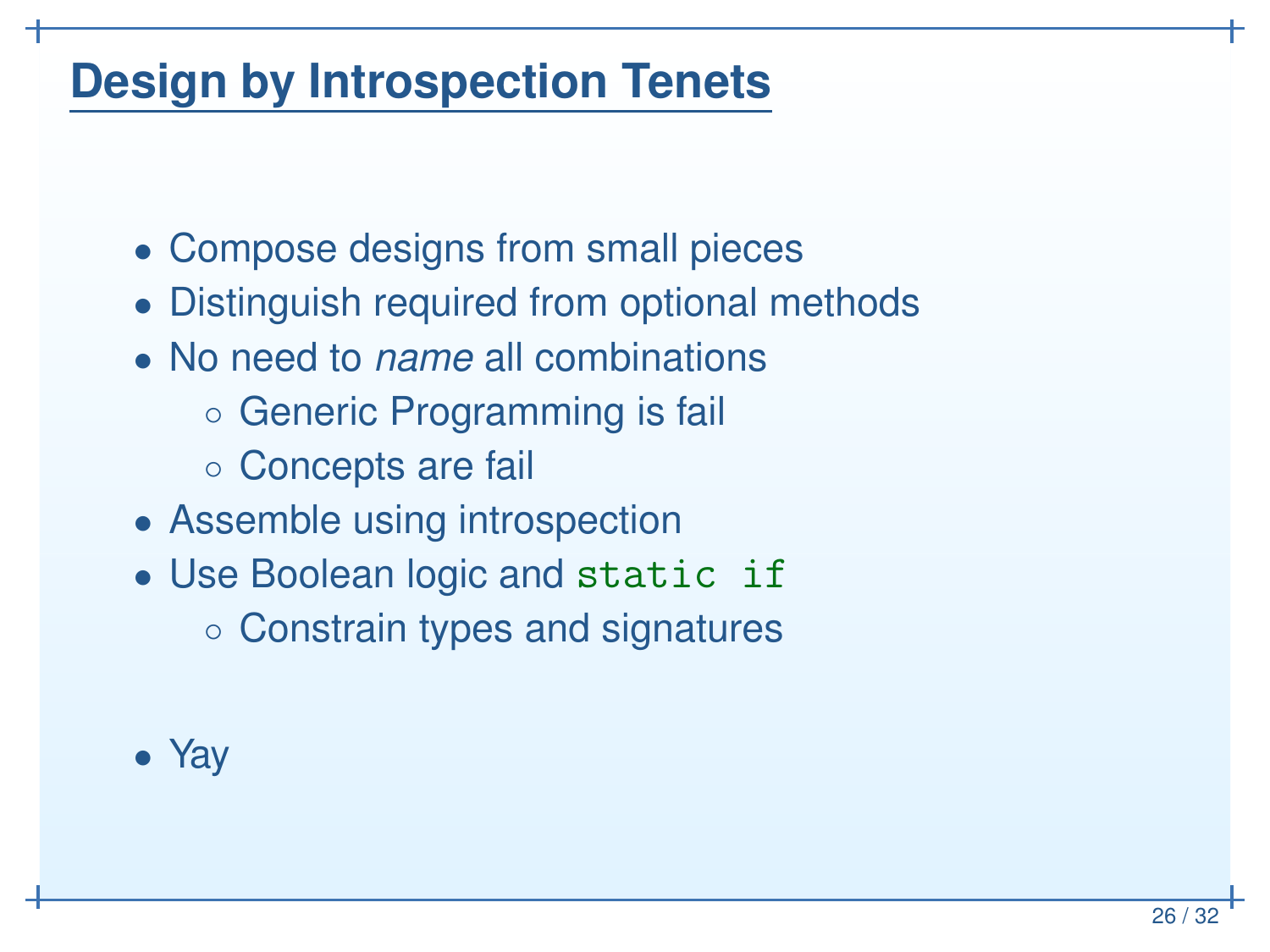# Design by Introspection Tenets

- Compose designs from small pieces
- Distinguish required from optional methods
- No need to *name* all combinations
  - Generic Programming is fail
  - Concepts are fail
- Assemble using introspection
- Use Boolean logic and `static if`
  - Constrain types and signatures
- Yay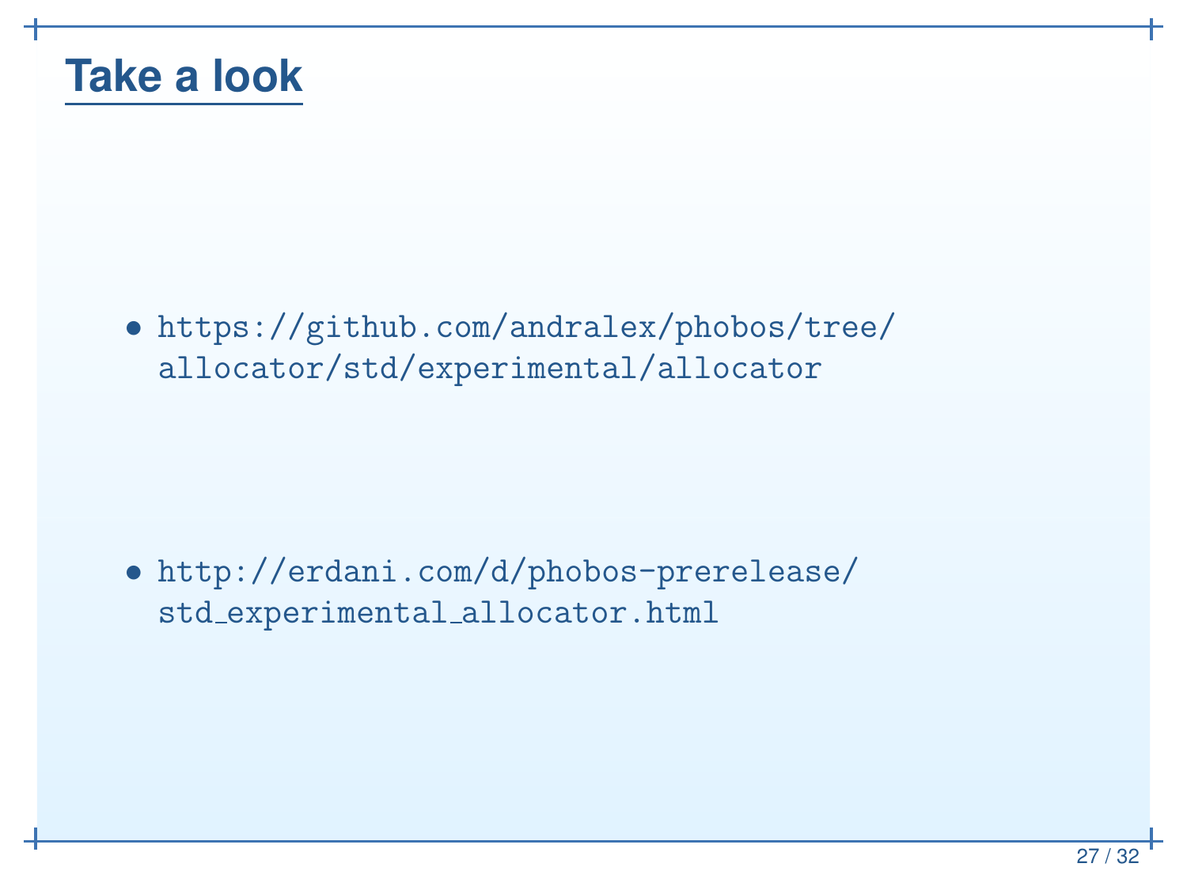# Take a look

- https://github.com/andralex/phobos/tree/allocator/std/experimental/allocator

- http://erdani.com/d/phobos-prerelease/std_experimental_allocator.html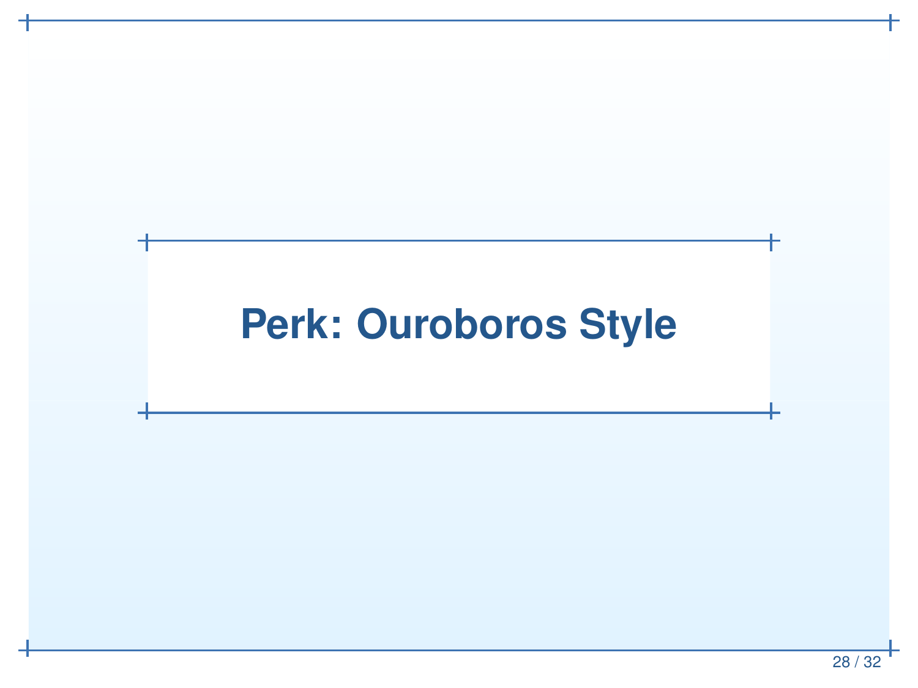# Perk: Ouroboros Style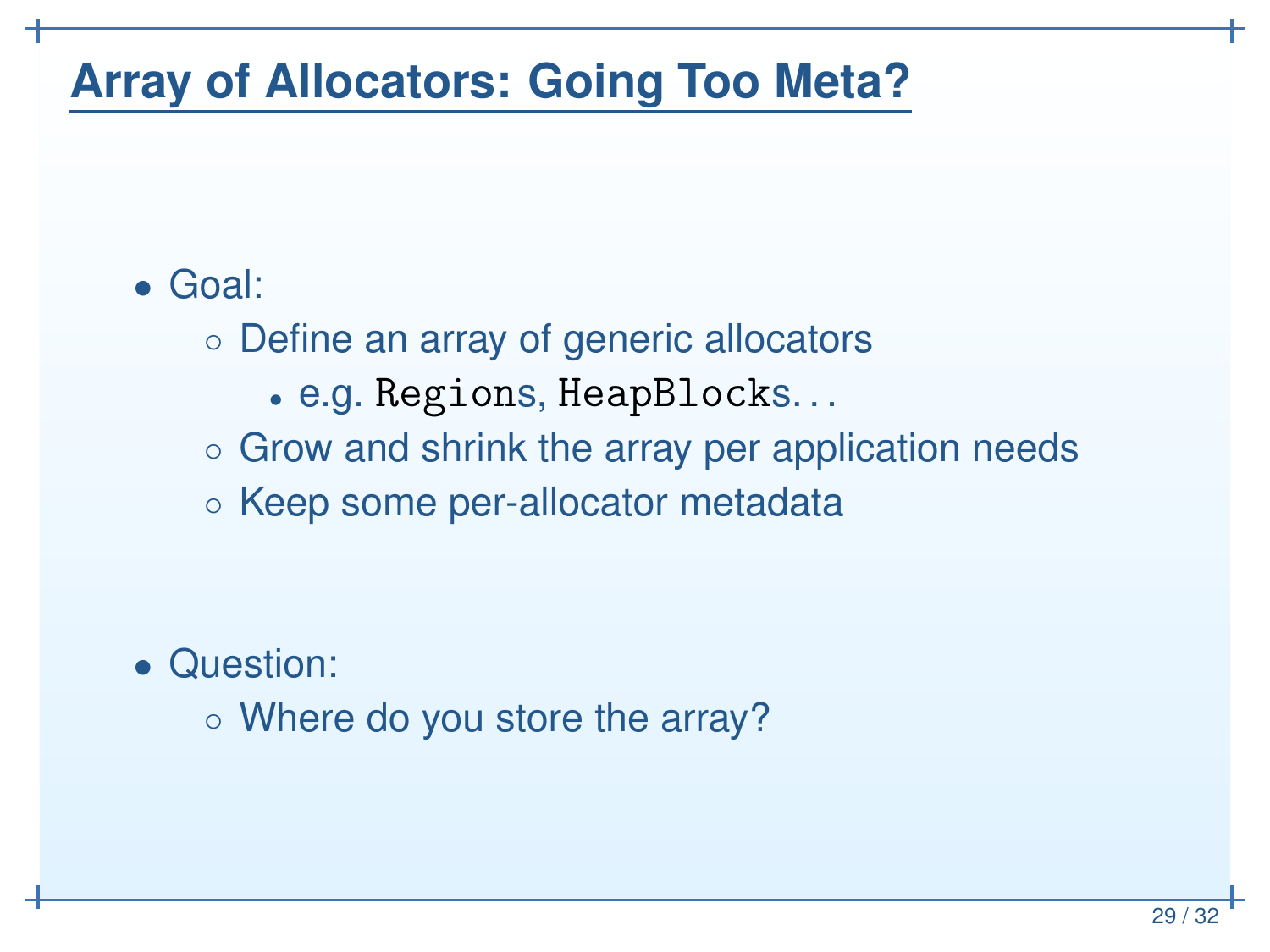# Array of Allocators: Going Too Meta?

- Goal:
  - Define an array of generic allocators
    - e.g. `Region`s, `HeapBlock`s...
  - Grow and shrink the array per application needs
  - Keep some per-allocator metadata
- Question:
  - Where do you store the array?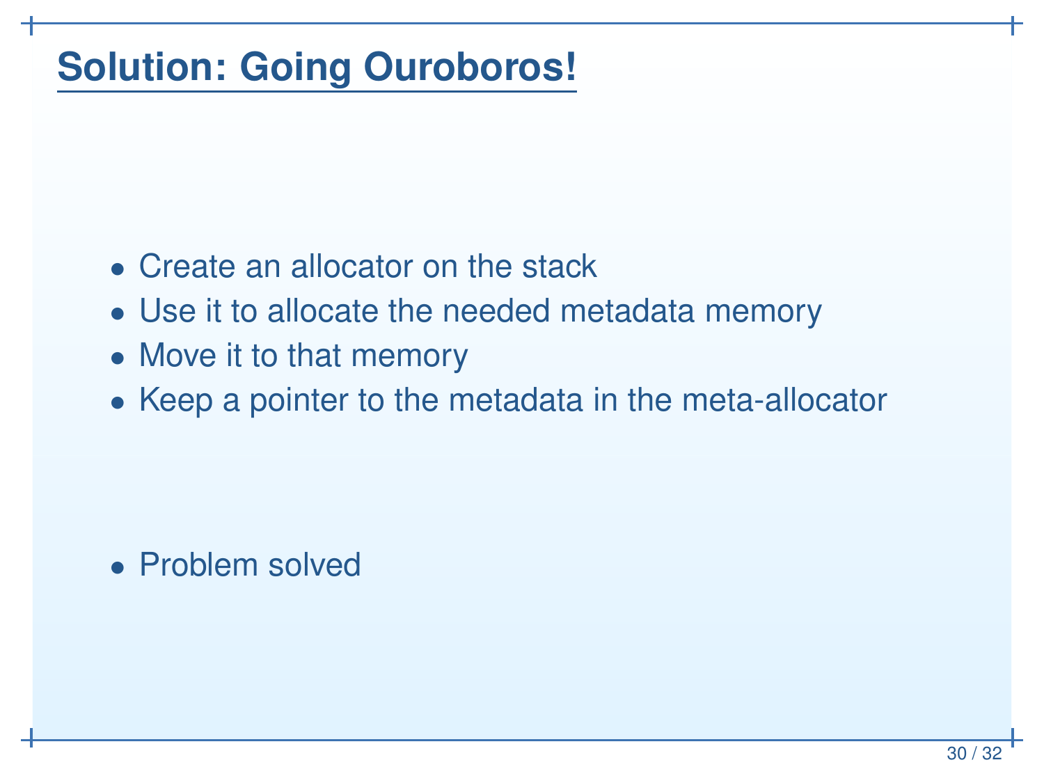# Solution: Going Ouroboros!

- Create an allocator on the stack
- Use it to allocate the needed metadata memory
- Move it to that memory
- Keep a pointer to the metadata in the meta-allocator

- Problem solved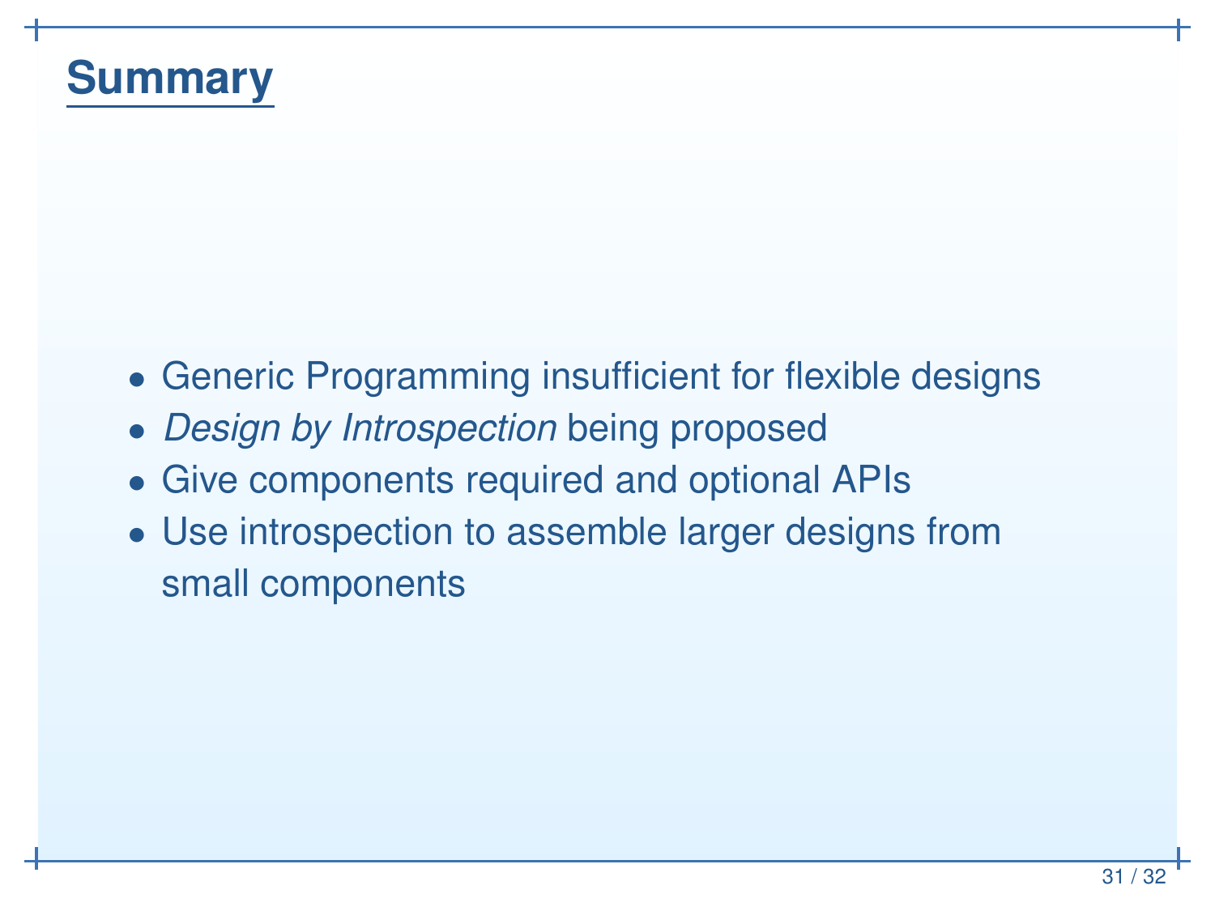## Summary

- Generic Programming insufficient for flexible designs
- *Design by Introspection* being proposed
- Give components required and optional APIs
- Use introspection to assemble larger designs from small components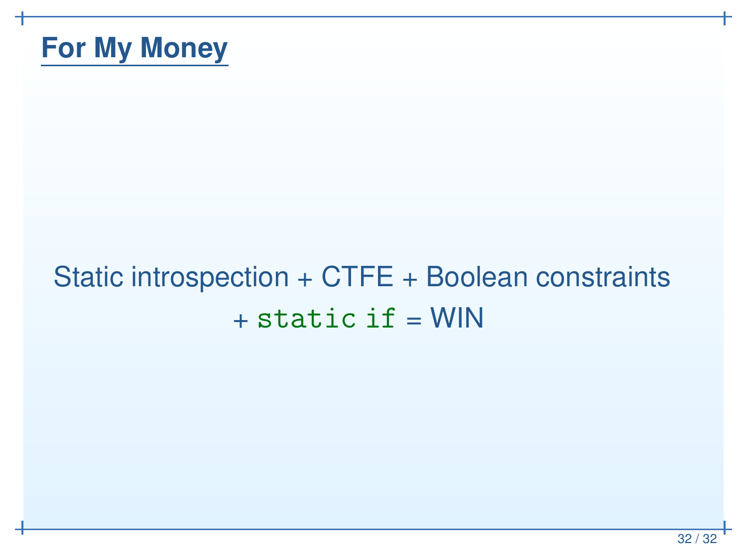## For My Money

Static introspection + CTFE + Boolean constraints
+ `static if` = WIN